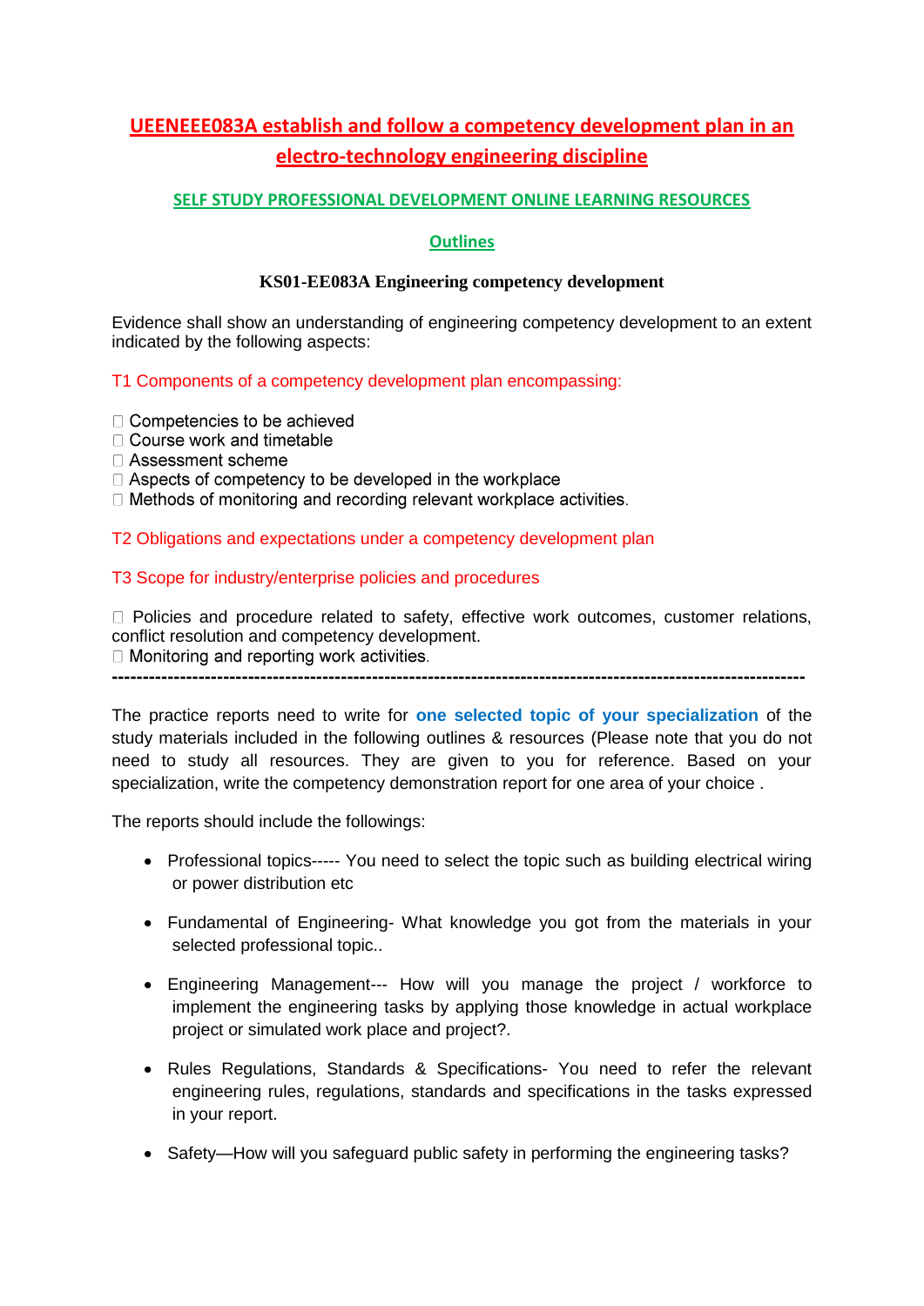# UEENEEE083A establish and follow a competency development plan in an electro-technology engineering discipline

## SELF STUDY PROFESSIONAL DEVELOPMENT ONLINE LEARNING RESOURCES

## Outlines

### KS01-EE083A Engineering competency development

Evidence shall show an understanding of engineering competency development to an extent indicated by the following aspects:

T1 Components of a competency development plan encompassing:

- Competencies to be achieved
- Course work and timetable
- Assessment scheme
- Aspects of competency to be developed in the workplace
- Methods of monitoring and recording relevant workplace activities.

T2 Obligations and expectations under a competency development plan

T3 Scope for industry/enterprise policies and procedures

- Policies and procedure related to safety, effective work outcomes, customer relations, conflict resolution and competency development.
- Monitoring and reporting work activities.

---

The practice reports need to write for **one selected topic of your specialization** of the study materials included in the following outlines & resources (Please note that you do not need to study all resources. They are given to you for reference. Based on your specialization, write the competency demonstration report for one area of your choice .

The reports should include the followings:

- Professional topics----- You need to select the topic such as building electrical wiring or power distribution etc
- Fundamental of Engineering- What knowledge you got from the materials in your selected professional topic..
- Engineering Management--- How will you manage the project / workforce to implement the engineering tasks by applying those knowledge in actual workplace project or simulated work place and project?.
- Rules Regulations, Standards & Specifications- You need to refer the relevant engineering rules, regulations, standards and specifications in the tasks expressed in your report.
- Safety—How will you safeguard public safety in performing the engineering tasks?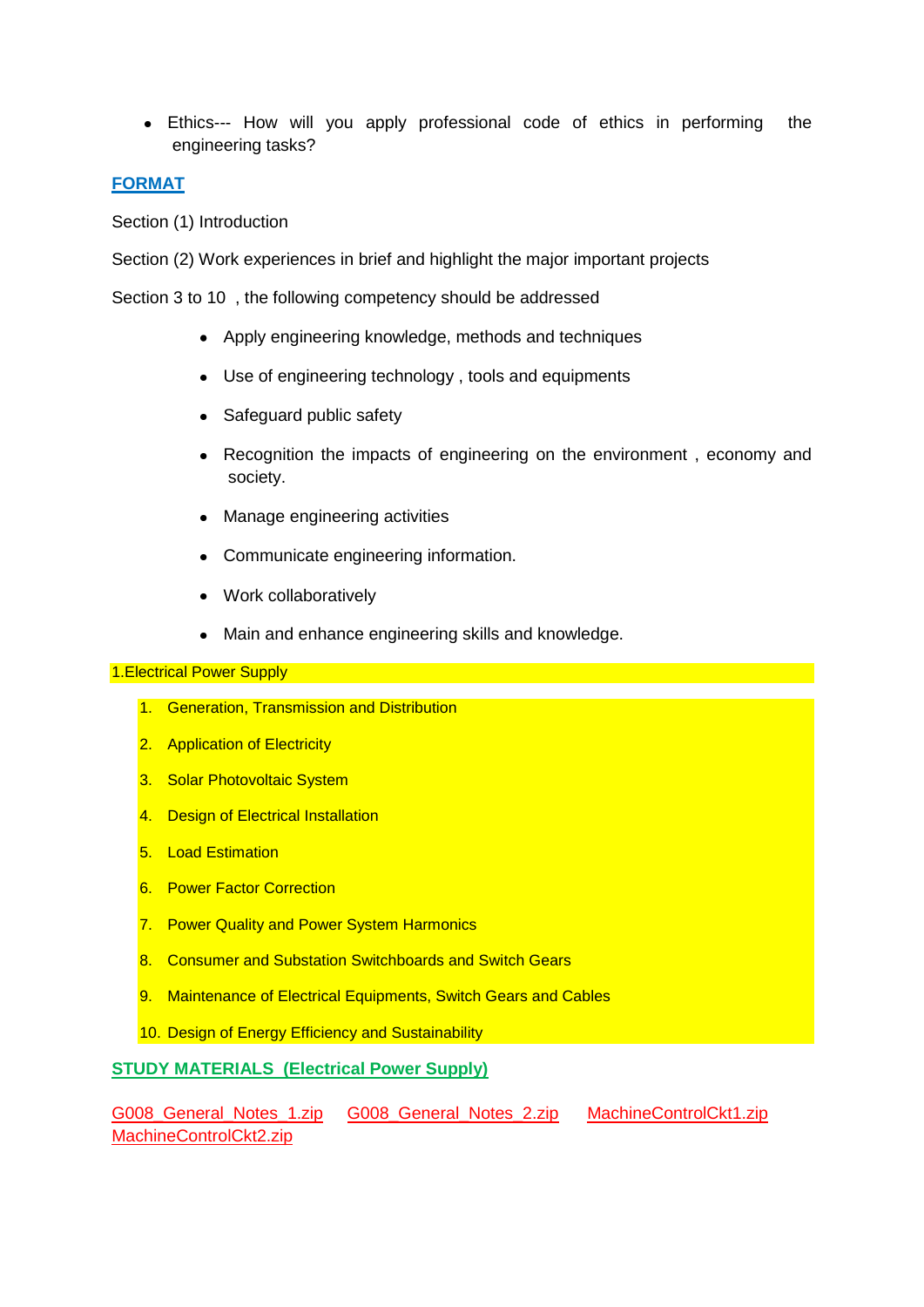- Ethics--- How will you apply professional code of ethics in performing the engineering tasks?

**FORMAT**

Section (1) Introduction

Section (2) Work experiences in brief and highlight the major important projects

Section 3 to 10 , the following competency should be addressed

- Apply engineering knowledge, methods and techniques
- Use of engineering technology , tools and equipments
- Safeguard public safety
- Recognition the impacts of engineering on the environment , economy and society.
- Manage engineering activities
- Communicate engineering information.
- Work collaboratively
- Main and enhance engineering skills and knowledge.

1.Electrical Power Supply

1. Generation, Transmission and Distribution
2. Application of Electricity
3. Solar Photovoltaic System
4. Design of Electrical Installation
5. Load Estimation
6. Power Factor Correction
7. Power Quality and Power System Harmonics
8. Consumer and Substation Switchboards and Switch Gears
9. Maintenance of Electrical Equipments, Switch Gears and Cables
10. Design of Energy Efficiency and Sustainability

**STUDY MATERIALS (Electrical Power Supply)**

G008_General_Notes_1.zip G008_General_Notes_2.zip MachineControlCkt1.zip MachineControlCkt2.zip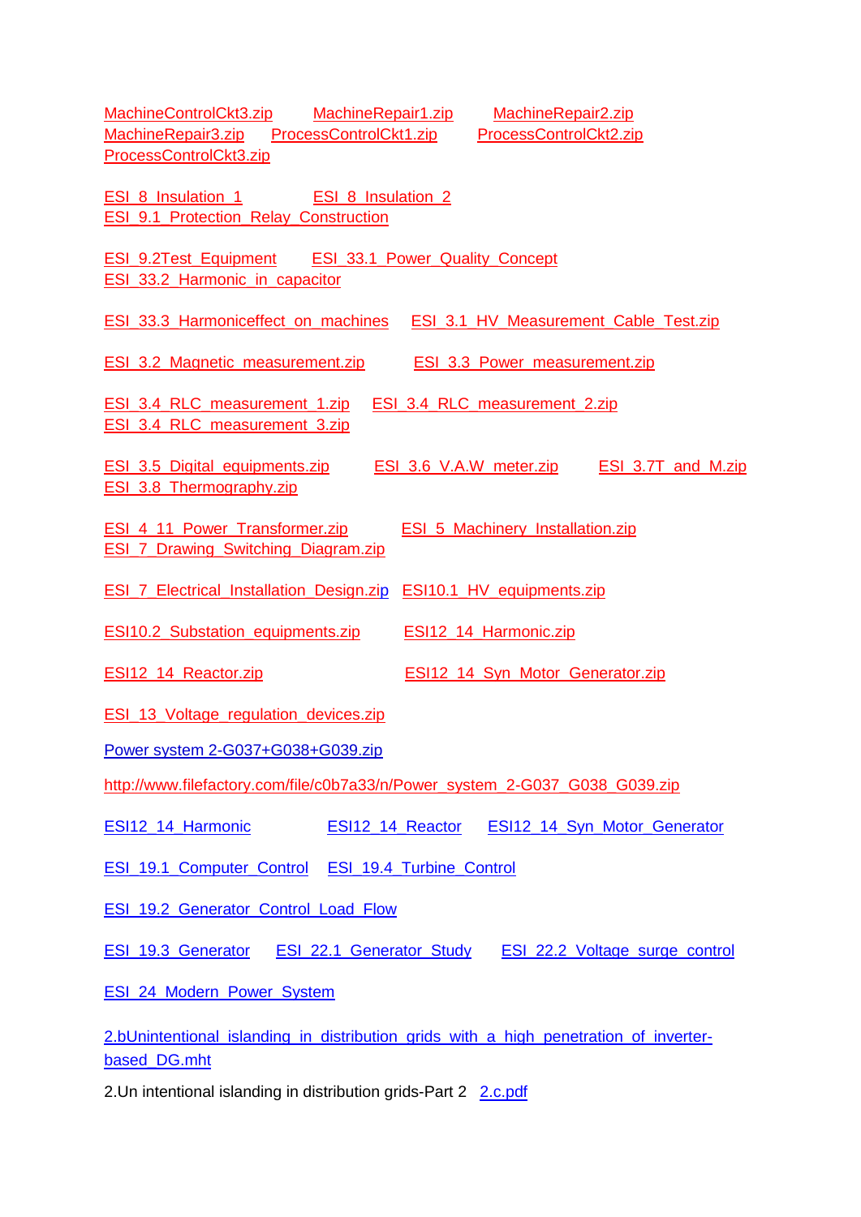MachineControlCkt3.zip     MachineRepair1.zip     MachineRepair2.zip
MachineRepair3.zip     ProcessControlCkt1.zip     ProcessControlCkt2.zip
ProcessControlCkt3.zip

ESI_8_Insulation_1     ESI_8_Insulation_2
ESI_9.1_Protection_Relay_Construction

ESI_9.2Test_Equipment     ESI_33.1_Power_Quality_Concept
ESI_33.2_Harmonic_in_capacitor

ESI_33.3_Harmoniceffect_on_machines     ESI_3.1_HV_Measurement_Cable_Test.zip

ESI_3.2_Magnetic_measurement.zip     ESI_3.3_Power_measurement.zip

ESI_3.4_RLC_measurement_1.zip     ESI_3.4_RLC_measurement_2.zip
ESI_3.4_RLC_measurement_3.zip

ESI_3.5_Digital_equipments.zip     ESI_3.6_V.A.W_meter.zip     ESI_3.7T_and_M.zip
ESI_3.8_Thermography.zip

ESI_4_11_Power_Transformer.zip     ESI_5_Machinery_Installation.zip
ESI_7_Drawing_Switching_Diagram.zip

ESI_7_Electrical_Installation_Design.zip     ESI10.1_HV_equipments.zip

ESI10.2_Substation_equipments.zip     ESI12_14_Harmonic.zip

ESI12_14_Reactor.zip     ESI12_14_Syn_Motor_Generator.zip

ESI_13_Voltage_regulation_devices.zip

Power system 2-G037+G038+G039.zip

http://www.filefactory.com/file/c0b7a33/n/Power_system_2-G037_G038_G039.zip

ESI12_14_Harmonic     ESI12_14_Reactor     ESI12_14_Syn_Motor_Generator

ESI_19.1_Computer_Control     ESI_19.4_Turbine_Control

ESI_19.2_Generator_Control_Load_Flow

ESI_19.3_Generator     ESI_22.1_Generator_Study     ESI_22.2_Voltage_surge_control

ESI_24_Modern_Power_System

2.bUnintentional_islanding_in_distribution_grids_with_a_high_penetration_of_inverter-based_DG.mht

2.Un intentional islanding in distribution grids-Part 2   2.c.pdf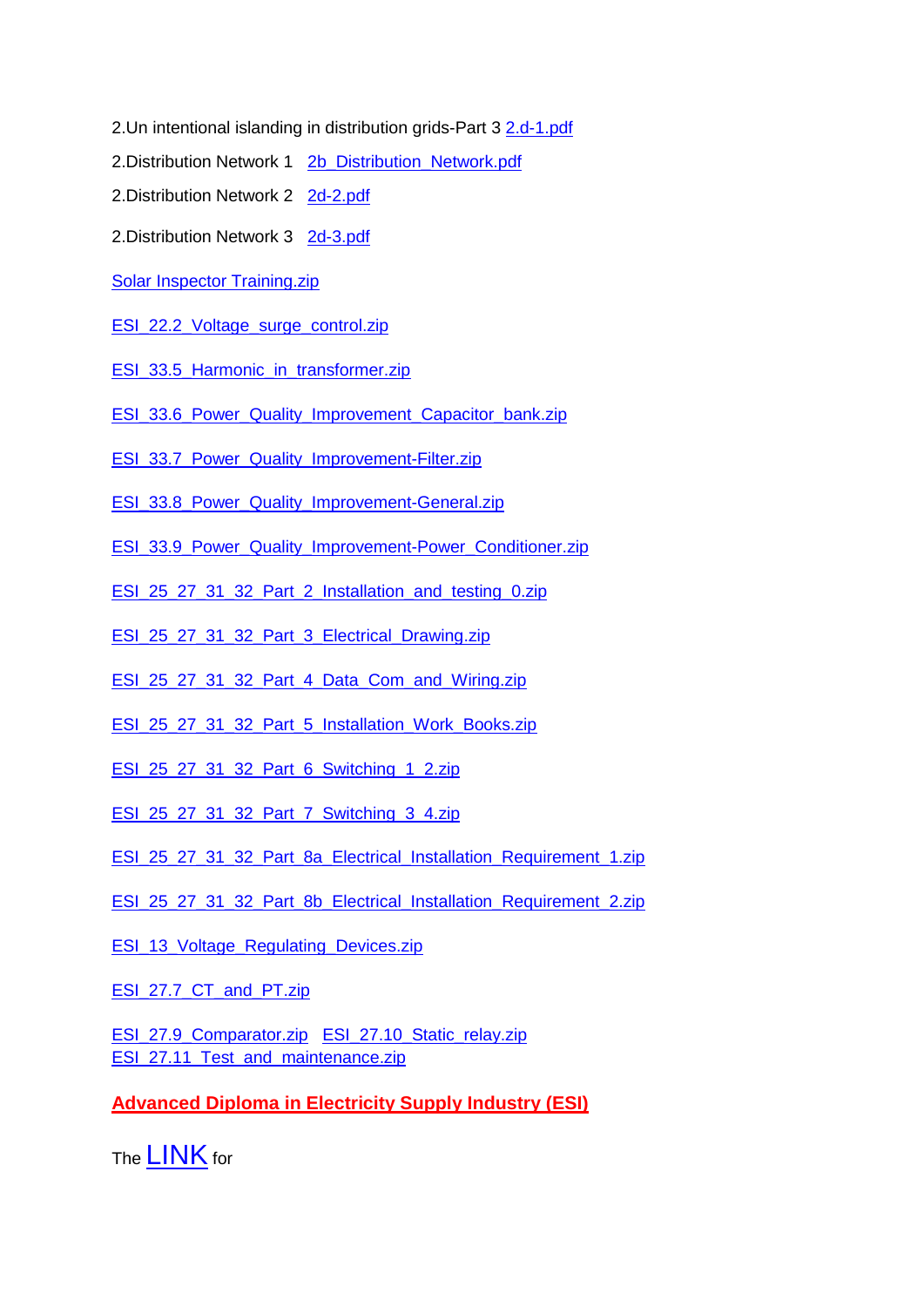2.Un intentional islanding in distribution grids-Part 3 2.d-1.pdf

2.Distribution Network 1 2b_Distribution_Network.pdf

2.Distribution Network 2 2d-2.pdf

2.Distribution Network 3 2d-3.pdf

Solar Inspector Training.zip

ESI_22.2_Voltage_surge_control.zip

ESI_33.5_Harmonic_in_transformer.zip

ESI_33.6_Power_Quality_Improvement_Capacitor_bank.zip

ESI_33.7_Power_Quality_Improvement-Filter.zip

ESI_33.8_Power_Quality_Improvement-General.zip

ESI_33.9_Power_Quality_Improvement-Power_Conditioner.zip

ESI_25_27_31_32_Part_2_Installation_and_testing_0.zip

ESI_25_27_31_32_Part_3_Electrical_Drawing.zip

ESI_25_27_31_32_Part_4_Data_Com_and_Wiring.zip

ESI_25_27_31_32_Part_5_Installation_Work_Books.zip

ESI_25_27_31_32_Part_6_Switching_1_2.zip

ESI_25_27_31_32_Part_7_Switching_3_4.zip

ESI_25_27_31_32_Part_8a_Electrical_Installation_Requirement_1.zip

ESI_25_27_31_32_Part_8b_Electrical_Installation_Requirement_2.zip

ESI_13_Voltage_Regulating_Devices.zip

ESI_27.7_CT_and_PT.zip

ESI_27.9_Comparator.zip ESI_27.10_Static_relay.zip
ESI_27.11_Test_and_maintenance.zip

**Advanced Diploma in Electricity Supply Industry (ESI)**

The LINK for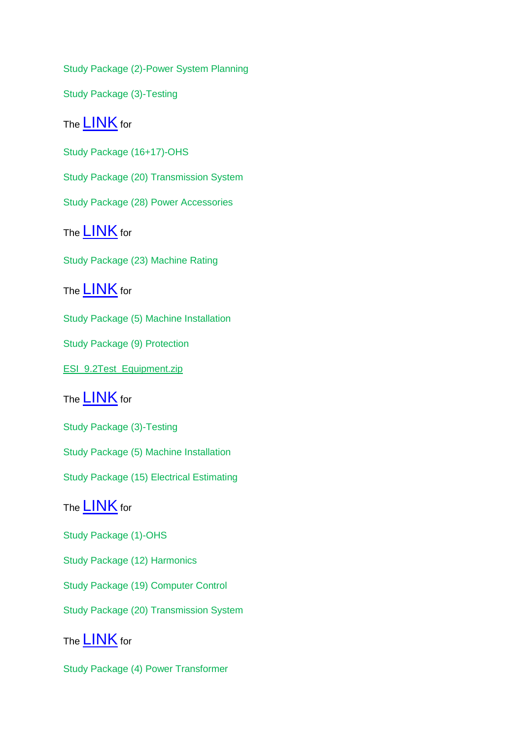Study Package (2)-Power System Planning

Study Package (3)-Testing

The LINK for

Study Package (16+17)-OHS

Study Package (20) Transmission System

Study Package (28) Power Accessories

The LINK for

Study Package (23) Machine Rating

The LINK for

Study Package (5) Machine Installation

Study Package (9) Protection

ESI_9.2Test_Equipment.zip

The LINK for

Study Package (3)-Testing

Study Package (5) Machine Installation

Study Package (15) Electrical Estimating

The LINK for

Study Package (1)-OHS

Study Package (12) Harmonics

Study Package (19) Computer Control

Study Package (20) Transmission System

The LINK for

Study Package (4) Power Transformer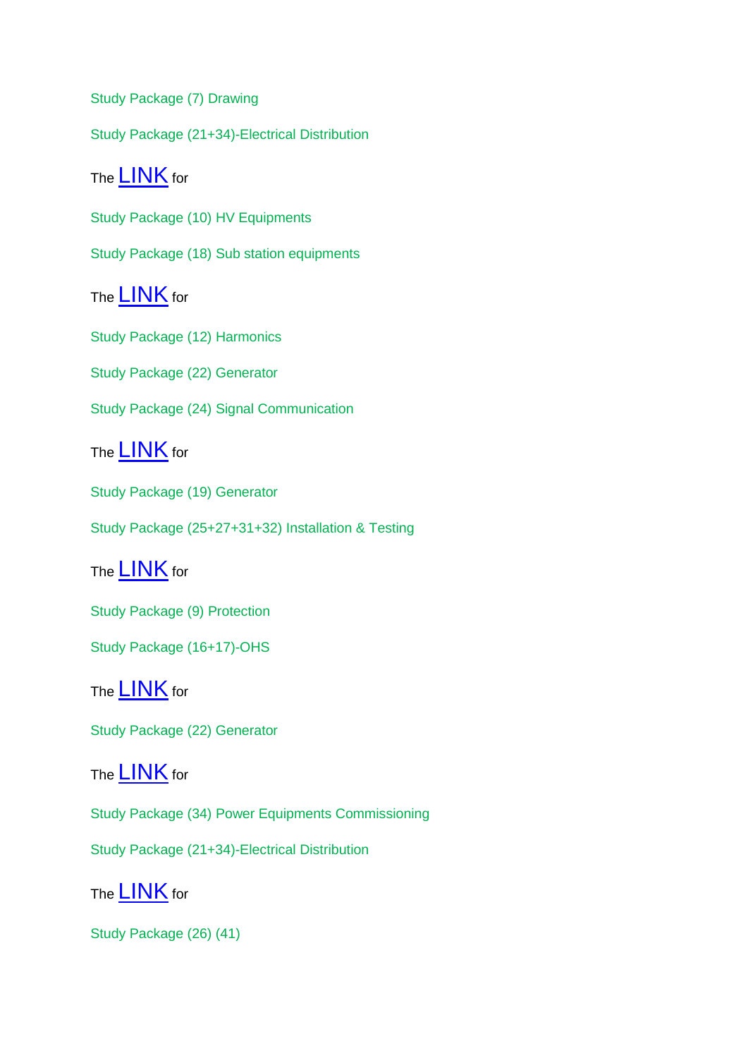Study Package (7) Drawing

Study Package (21+34)-Electrical Distribution

The LINK for

Study Package (10) HV Equipments

Study Package (18) Sub station equipments

The LINK for

Study Package (12) Harmonics

Study Package (22) Generator

Study Package (24) Signal Communication

The LINK for

Study Package (19) Generator

Study Package (25+27+31+32) Installation & Testing

The LINK for

Study Package (9) Protection

Study Package (16+17)-OHS

The LINK for

Study Package (22) Generator

The LINK for

Study Package (34) Power Equipments Commissioning

Study Package (21+34)-Electrical Distribution

The LINK for

Study Package (26) (41)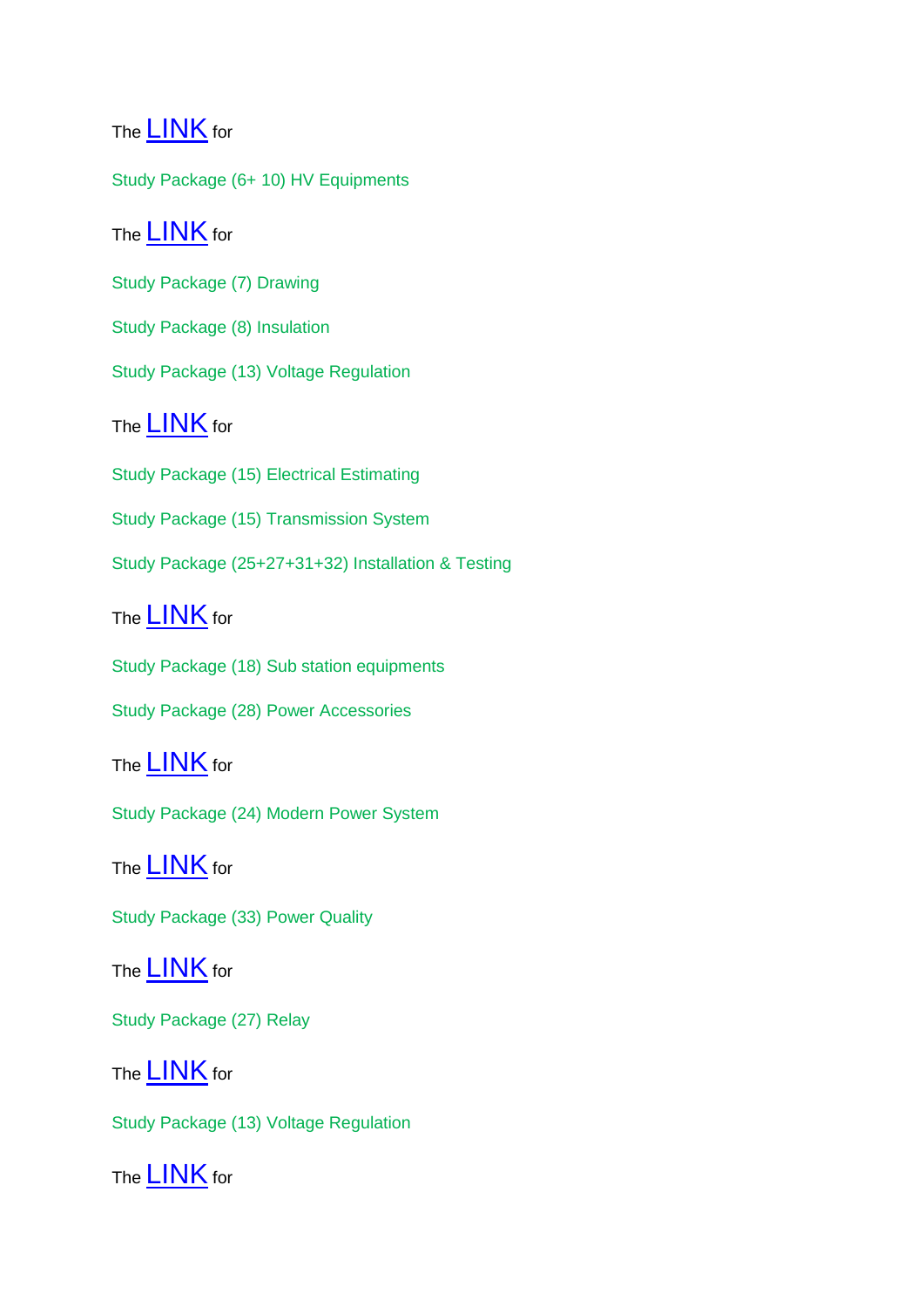The LINK for

Study Package (6+ 10) HV Equipments

The LINK for

Study Package (7) Drawing

Study Package (8) Insulation

Study Package (13) Voltage Regulation

The LINK for

Study Package (15) Electrical Estimating

Study Package (15) Transmission System

Study Package (25+27+31+32) Installation & Testing

The LINK for

Study Package (18) Sub station equipments

Study Package (28) Power Accessories

The LINK for

Study Package (24) Modern Power System

The LINK for

Study Package (33) Power Quality

The LINK for

Study Package (27) Relay

The LINK for

Study Package (13) Voltage Regulation

The LINK for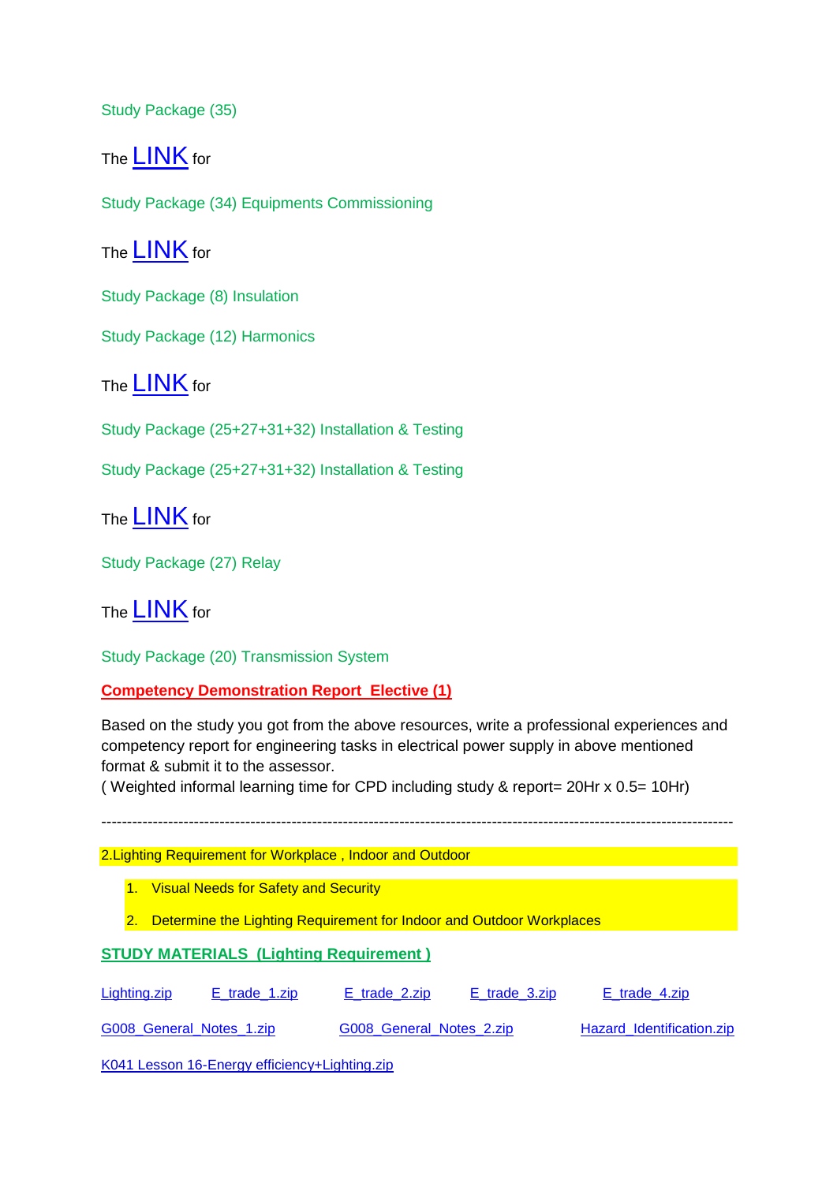Study Package (35)

The LINK for

Study Package (34) Equipments Commissioning

The LINK for

Study Package (8) Insulation

Study Package (12) Harmonics

The LINK for

Study Package (25+27+31+32) Installation & Testing

Study Package (25+27+31+32) Installation & Testing

The LINK for

Study Package (27) Relay

The LINK for

Study Package (20) Transmission System

**Competency Demonstration Report Elective (1)**

Based on the study you got from the above resources, write a professional experiences and competency report for engineering tasks in electrical power supply in above mentioned format & submit it to the assessor.
( Weighted informal learning time for CPD including study & report= 20Hr x 0.5= 10Hr)

---

2.Lighting Requirement for Workplace , Indoor and Outdoor

1. Visual Needs for Safety and Security
2. Determine the Lighting Requirement for Indoor and Outdoor Workplaces

**STUDY MATERIALS (Lighting Requirement )**

Lighting.zip E_trade_1.zip E_trade_2.zip E_trade_3.zip E_trade_4.zip

G008_General_Notes_1.zip G008_General_Notes_2.zip Hazard_Identification.zip

K041 Lesson 16-Energy efficiency+Lighting.zip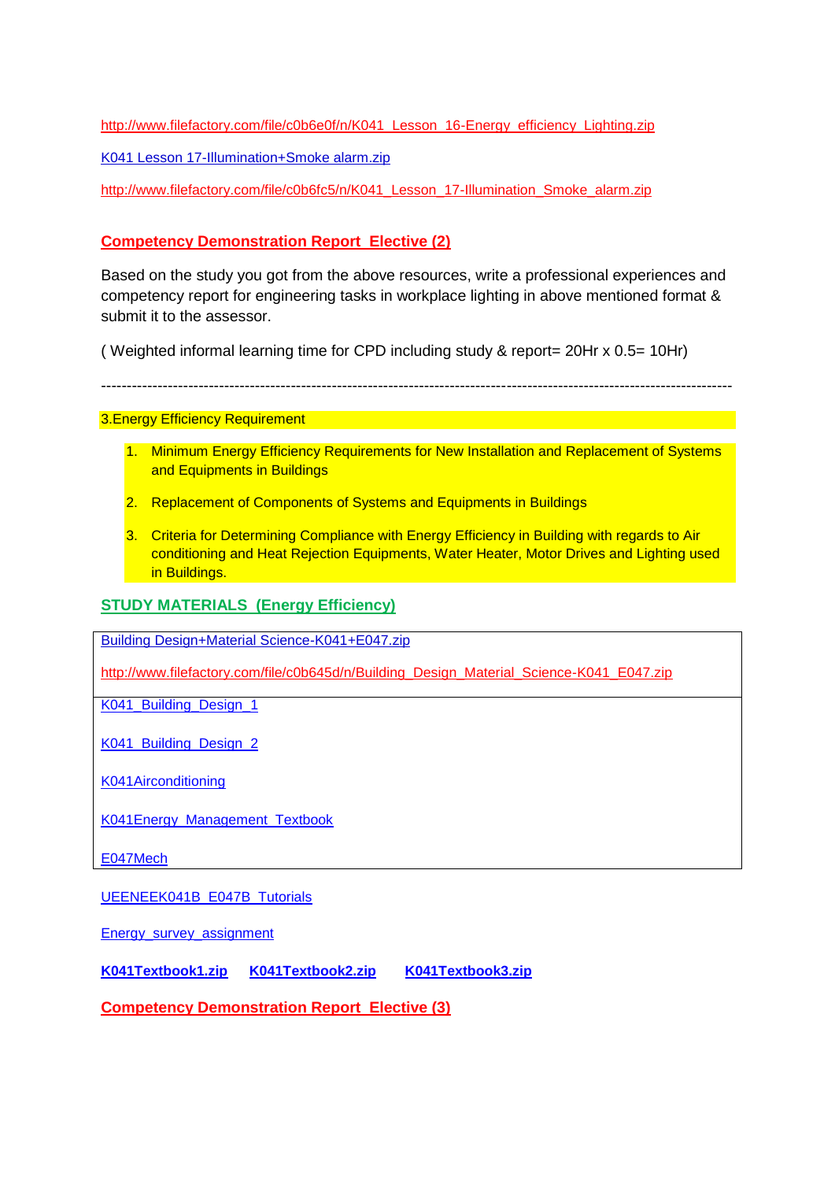http://www.filefactory.com/file/c0b6e0f/n/K041_Lesson_16-Energy_efficiency_Lighting.zip

K041 Lesson 17-Illumination+Smoke alarm.zip

http://www.filefactory.com/file/c0b6fc5/n/K041_Lesson_17-Illumination_Smoke_alarm.zip

**Competency Demonstration Report Elective (2)**

Based on the study you got from the above resources, write a professional experiences and competency report for engineering tasks in workplace lighting in above mentioned format & submit it to the assessor.

( Weighted informal learning time for CPD including study & report= 20Hr x 0.5= 10Hr)

---

3.Energy Efficiency Requirement

1. Minimum Energy Efficiency Requirements for New Installation and Replacement of Systems and Equipments in Buildings
2. Replacement of Components of Systems and Equipments in Buildings
3. Criteria for Determining Compliance with Energy Efficiency in Building with regards to Air conditioning and Heat Rejection Equipments, Water Heater, Motor Drives and Lighting used in Buildings.

**STUDY MATERIALS (Energy Efficiency)**

Building Design+Material Science-K041+E047.zip

http://www.filefactory.com/file/c0b645d/n/Building_Design_Material_Science-K041_E047.zip

K041_Building_Design_1

K041_Building_Design_2

K041Airconditioning

K041Energy_Management_Textbook

E047Mech

UEENEEK041B_E047B_Tutorials

Energy_survey_assignment

**K041Textbook1.zip** **K041Textbook2.zip** **K041Textbook3.zip**

**Competency Demonstration Report Elective (3)**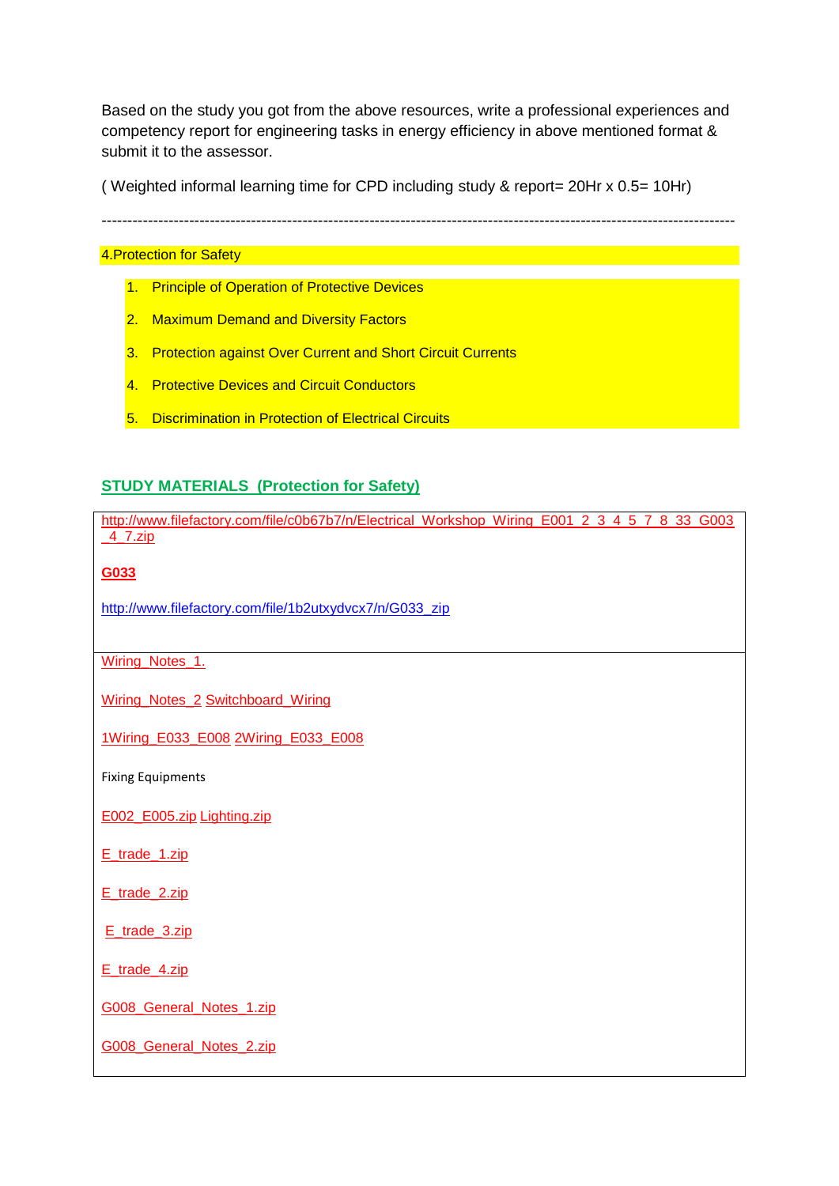Based on the study you got from the above resources, write a professional experiences and competency report for engineering tasks in energy efficiency in above mentioned format & submit it to the assessor.

( Weighted informal learning time for CPD including study & report= 20Hr x 0.5= 10Hr)

---

4.Protection for Safety

1. Principle of Operation of Protective Devices
2. Maximum Demand and Diversity Factors
3. Protection against Over Current and Short Circuit Currents
4. Protective Devices and Circuit Conductors
5. Discrimination in Protection of Electrical Circuits

## STUDY MATERIALS (Protection for Safety)

http://www.filefactory.com/file/c0b67b7/n/Electrical_Workshop_Wiring_E001_2_3_4_5_7_8_33_G003_4_7.zip

**G033**

http://www.filefactory.com/file/1b2utxydvcx7/n/G033_zip

Wiring_Notes_1.

Wiring_Notes_2 Switchboard_Wiring

1Wiring_E033_E008 2Wiring_E033_E008

Fixing Equipments

E002_E005.zip Lighting.zip

E_trade_1.zip

E_trade_2.zip

E_trade_3.zip

E_trade_4.zip

G008_General_Notes_1.zip

G008_General_Notes_2.zip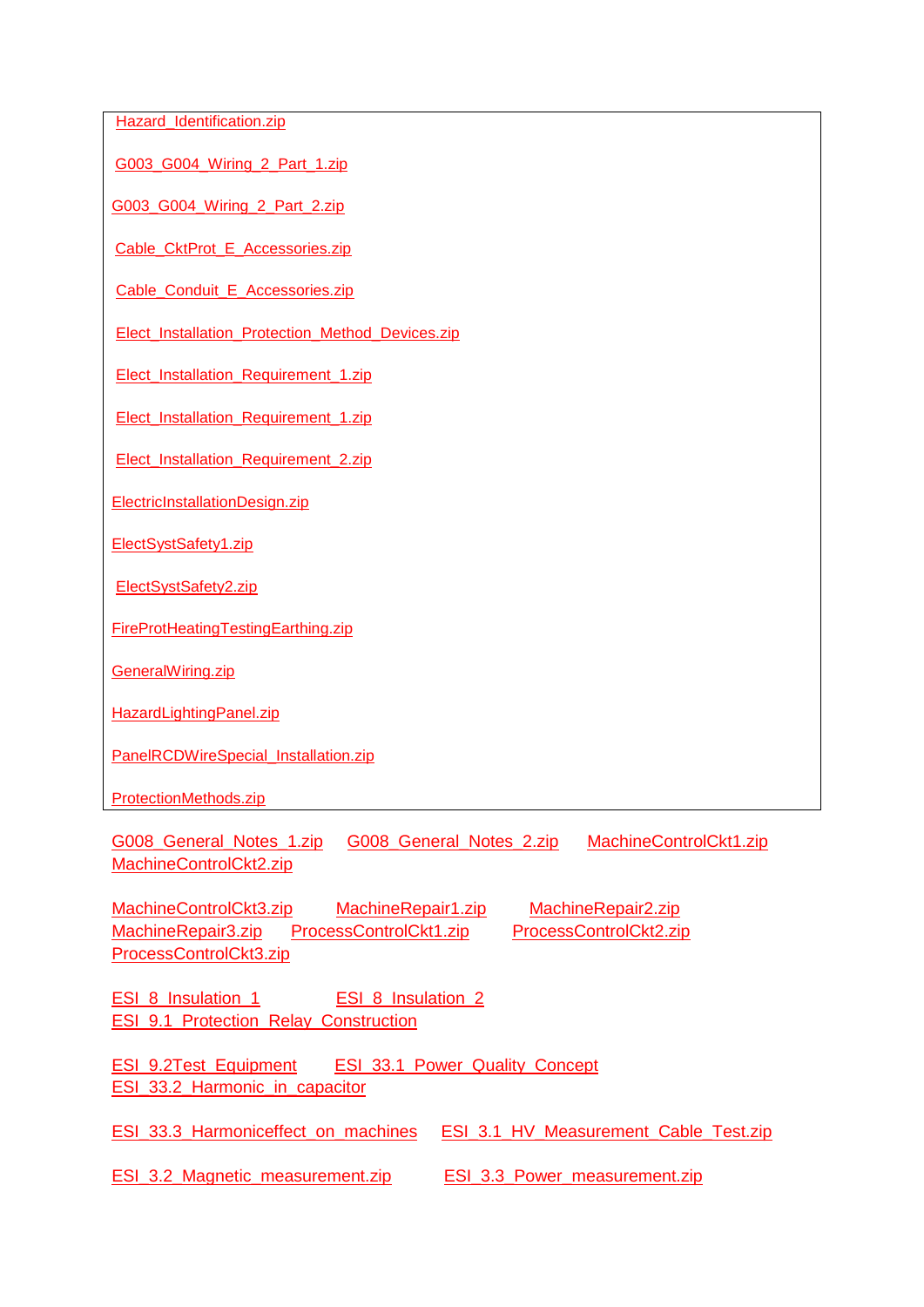Hazard_Identification.zip

G003_G004_Wiring_2_Part_1.zip

G003_G004_Wiring_2_Part_2.zip

Cable_CktProt_E_Accessories.zip

Cable_Conduit_E_Accessories.zip

Elect_Installation_Protection_Method_Devices.zip

Elect_Installation_Requirement_1.zip

Elect_Installation_Requirement_1.zip

Elect_Installation_Requirement_2.zip

ElectricInstallationDesign.zip

ElectSystSafety1.zip

ElectSystSafety2.zip

FireProtHeatingTestingEarthing.zip

GeneralWiring.zip

HazardLightingPanel.zip

PanelRCDWireSpecial_Installation.zip

ProtectionMethods.zip

G008_General_Notes_1.zip G008_General_Notes_2.zip MachineControlCkt1.zip MachineControlCkt2.zip

MachineControlCkt3.zip MachineRepair1.zip MachineRepair2.zip MachineRepair3.zip ProcessControlCkt1.zip ProcessControlCkt2.zip ProcessControlCkt3.zip

ESI_8_Insulation_1 ESI_8_Insulation_2 ESI_9.1_Protection_Relay_Construction

ESI_9.2Test_Equipment ESI_33.1_Power_Quality_Concept ESI_33.2_Harmonic_in_capacitor

ESI_33.3_Harmoniceffect_on_machines ESI_3.1_HV_Measurement_Cable_Test.zip

ESI_3.2_Magnetic_measurement.zip ESI_3.3_Power_measurement.zip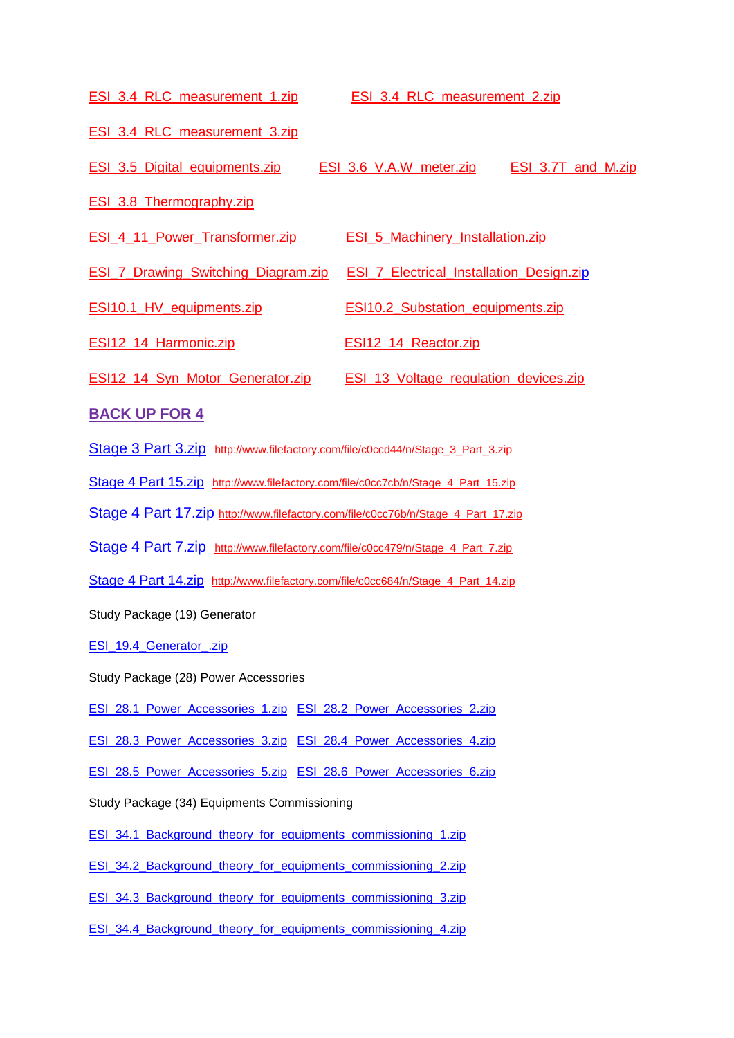ESI_3.4_RLC_measurement_1.zip ESI_3.4_RLC_measurement_2.zip

ESI_3.4_RLC_measurement_3.zip

ESI_3.5_Digital_equipments.zip ESI_3.6_V.A.W_meter.zip ESI_3.7T_and_M.zip

ESI_3.8_Thermography.zip

ESI_4_11_Power_Transformer.zip ESI_5_Machinery_Installation.zip

ESI_7_Drawing_Switching_Diagram.zip ESI_7_Electrical_Installation_Design.zip

ESI10.1_HV_equipments.zip ESI10.2_Substation_equipments.zip

ESI12_14_Harmonic.zip ESI12_14_Reactor.zip

ESI12_14_Syn_Motor_Generator.zip ESI_13_Voltage_regulation_devices.zip

**BACK UP FOR 4**

Stage 3 Part 3.zip http://www.filefactory.com/file/c0ccd44/n/Stage_3_Part_3.zip

Stage 4 Part 15.zip http://www.filefactory.com/file/c0cc7cb/n/Stage_4_Part_15.zip

Stage 4 Part 17.zip http://www.filefactory.com/file/c0cc76b/n/Stage_4_Part_17.zip

Stage 4 Part 7.zip http://www.filefactory.com/file/c0cc479/n/Stage_4_Part_7.zip

Stage 4 Part 14.zip http://www.filefactory.com/file/c0cc684/n/Stage_4_Part_14.zip

Study Package (19) Generator

ESI_19.4_Generator_.zip

Study Package (28) Power Accessories

ESI_28.1_Power_Accessories_1.zip ESI_28.2_Power_Accessories_2.zip

ESI_28.3_Power_Accessories_3.zip ESI_28.4_Power_Accessories_4.zip

ESI_28.5_Power_Accessories_5.zip ESI_28.6_Power_Accessories_6.zip

Study Package (34) Equipments Commissioning

ESI_34.1_Background_theory_for_equipments_commissioning_1.zip

ESI_34.2_Background_theory_for_equipments_commissioning_2.zip

ESI_34.3_Background_theory_for_equipments_commissioning_3.zip

ESI_34.4_Background_theory_for_equipments_commissioning_4.zip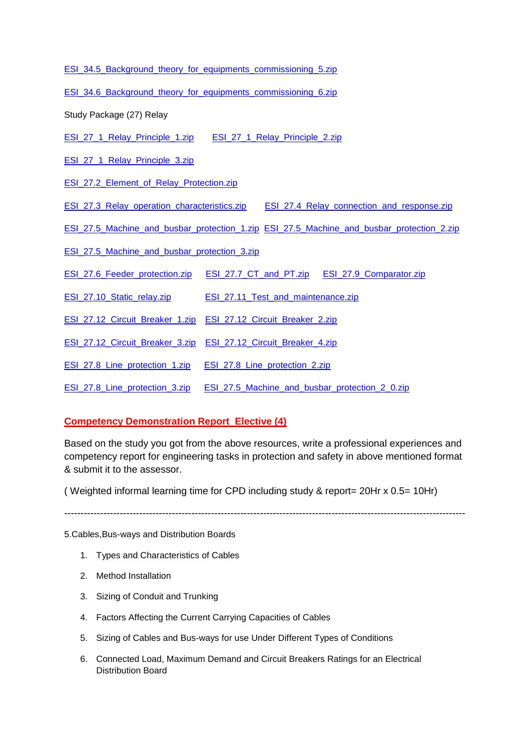ESI_34.5_Background_theory_for_equipments_commissioning_5.zip

ESI_34.6_Background_theory_for_equipments_commissioning_6.zip

Study Package (27) Relay

ESI_27_1_Relay_Principle_1.zip ESI_27_1_Relay_Principle_2.zip

ESI_27_1_Relay_Principle_3.zip

ESI_27.2_Element_of_Relay_Protection.zip

ESI_27.3_Relay_operation_characteristics.zip ESI_27.4_Relay_connection_and_response.zip

ESI_27.5_Machine_and_busbar_protection_1.zip ESI_27.5_Machine_and_busbar_protection_2.zip

ESI_27.5_Machine_and_busbar_protection_3.zip

ESI_27.6_Feeder_protection.zip ESI_27.7_CT_and_PT.zip ESI_27.9_Comparator.zip

ESI_27.10_Static_relay.zip ESI_27.11_Test_and_maintenance.zip

ESI_27.12_Circuit_Breaker_1.zip ESI_27.12_Circuit_Breaker_2.zip

ESI_27.12_Circuit_Breaker_3.zip ESI_27.12_Circuit_Breaker_4.zip

ESI_27.8_Line_protection_1.zip ESI_27.8_Line_protection_2.zip

ESI_27.8_Line_protection_3.zip ESI_27.5_Machine_and_busbar_protection_2_0.zip

**Competency Demonstration Report Elective (4)**

Based on the study you got from the above resources, write a professional experiences and competency report for engineering tasks in protection and safety in above mentioned format & submit it to the assessor.

( Weighted informal learning time for CPD including study & report= 20Hr x 0.5= 10Hr)

---

5.Cables,Bus-ways and Distribution Boards

1. Types and Characteristics of Cables
2. Method Installation
3. Sizing of Conduit and Trunking
4. Factors Affecting the Current Carrying Capacities of Cables
5. Sizing of Cables and Bus-ways for use Under Different Types of Conditions
6. Connected Load, Maximum Demand and Circuit Breakers Ratings for an Electrical Distribution Board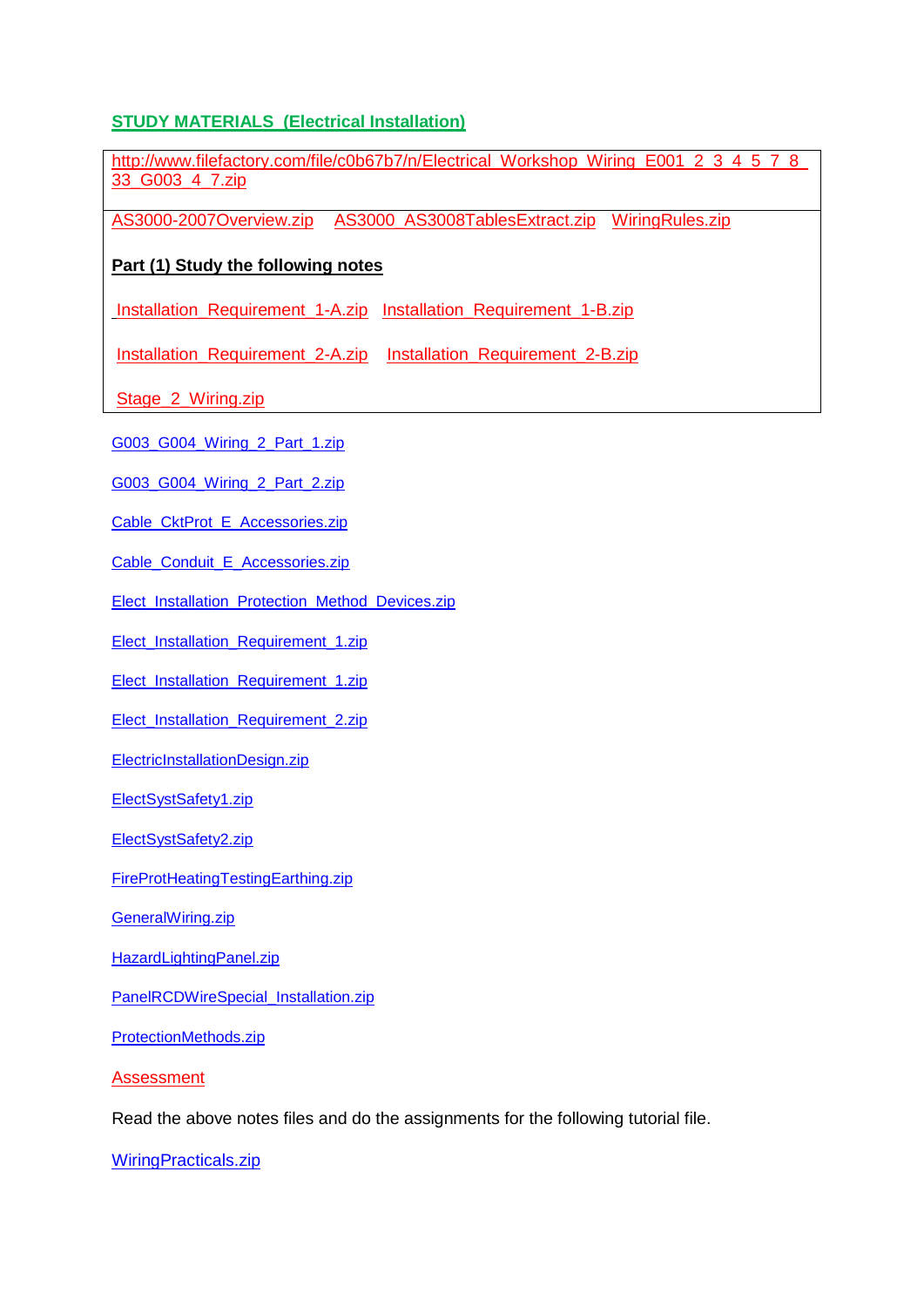## STUDY MATERIALS (Electrical Installation)

http://www.filefactory.com/file/c0b67b7/n/Electrical_Workshop_Wiring_E001_2_3_4_5_7_8_33_G003_4_7.zip

AS3000-2007Overview.zip   AS3000_AS3008TablesExtract.zip   WiringRules.zip

**Part (1) Study the following notes**

Installation_Requirement_1-A.zip   Installation_Requirement_1-B.zip

Installation_Requirement_2-A.zip   Installation_Requirement_2-B.zip

Stage_2_Wiring.zip

G003_G004_Wiring_2_Part_1.zip

G003_G004_Wiring_2_Part_2.zip

Cable_CktProt_E_Accessories.zip

Cable_Conduit_E_Accessories.zip

Elect_Installation_Protection_Method_Devices.zip

Elect_Installation_Requirement_1.zip

Elect_Installation_Requirement_1.zip

Elect_Installation_Requirement_2.zip

ElectricInstallationDesign.zip

ElectSystSafety1.zip

ElectSystSafety2.zip

FireProtHeatingTestingEarthing.zip

GeneralWiring.zip

HazardLightingPanel.zip

PanelRCDWireSpecial_Installation.zip

ProtectionMethods.zip

Assessment

Read the above notes files and do the assignments for the following tutorial file.

WiringPracticals.zip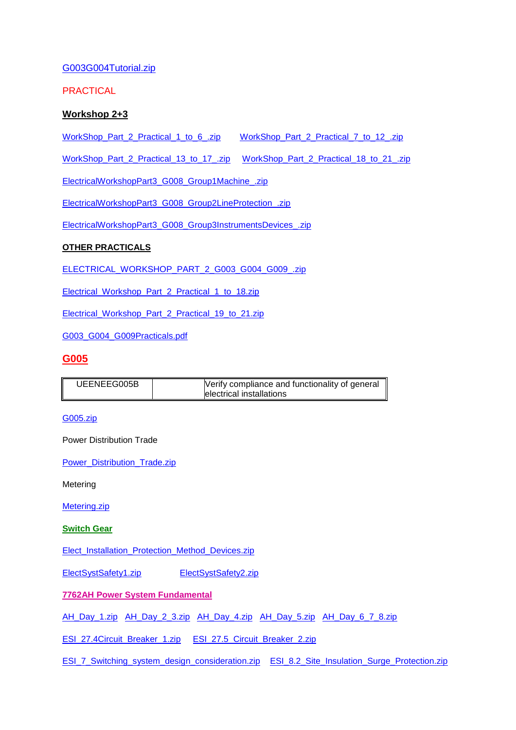G003G004Tutorial.zip

PRACTICAL

**Workshop 2+3**

WorkShop_Part_2_Practical_1_to_6_.zip    WorkShop_Part_2_Practical_7_to_12_.zip

WorkShop_Part_2_Practical_13_to_17_.zip    WorkShop_Part_2_Practical_18_to_21_.zip

ElectricalWorkshopPart3_G008_Group1Machine_.zip

ElectricalWorkshopPart3_G008_Group2LineProtection_.zip

ElectricalWorkshopPart3_G008_Group3InstrumentsDevices_.zip

**OTHER PRACTICALS**

ELECTRICAL_WORKSHOP_PART_2_G003_G004_G009_.zip

Electrical_Workshop_Part_2_Practical_1_to_18.zip

Electrical_Workshop_Part_2_Practical_19_to_21.zip

G003_G004_G009Practicals.pdf

## G005

| UEENEEG005B | | Verify compliance and functionality of general electrical installations |
|---|---|---|

G005.zip

Power Distribution Trade

Power_Distribution_Trade.zip

Metering

Metering.zip

**Switch Gear**

Elect_Installation_Protection_Method_Devices.zip

ElectSystSafety1.zip    ElectSystSafety2.zip

**7762AH Power System Fundamental**

AH_Day_1.zip  AH_Day_2_3.zip  AH_Day_4.zip  AH_Day_5.zip  AH_Day_6_7_8.zip

ESI_27.4Circuit_Breaker_1.zip    ESI_27.5_Circuit_Breaker_2.zip

ESI_7_Switching_system_design_consideration.zip    ESI_8.2_Site_Insulation_Surge_Protection.zip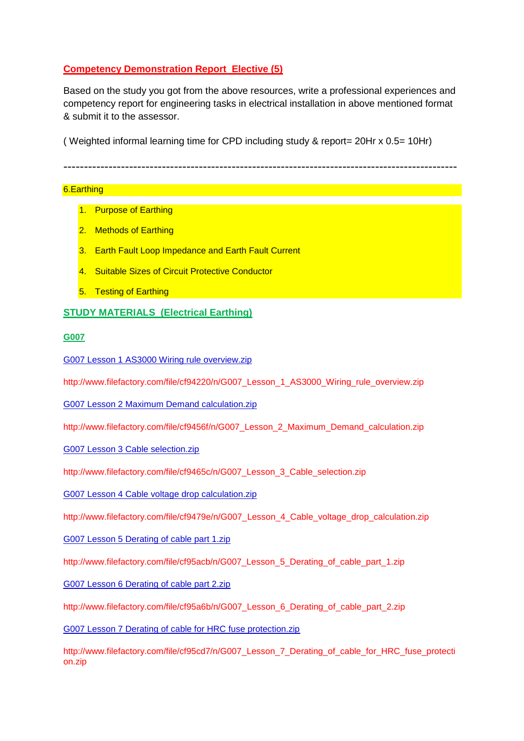## Competency Demonstration Report Elective (5)

Based on the study you got from the above resources, write a professional experiences and competency report for engineering tasks in electrical installation in above mentioned format & submit it to the assessor.

( Weighted informal learning time for CPD including study & report= 20Hr x 0.5= 10Hr)

---------------------------------------------------------------------------------------------------

6.Earthing

1. Purpose of Earthing
2. Methods of Earthing
3. Earth Fault Loop Impedance and Earth Fault Current
4. Suitable Sizes of Circuit Protective Conductor
5. Testing of Earthing

### STUDY MATERIALS (Electrical Earthing)

### G007

G007 Lesson 1 AS3000 Wiring rule overview.zip

http://www.filefactory.com/file/cf94220/n/G007_Lesson_1_AS3000_Wiring_rule_overview.zip

G007 Lesson 2 Maximum Demand calculation.zip

http://www.filefactory.com/file/cf9456f/n/G007_Lesson_2_Maximum_Demand_calculation.zip

G007 Lesson 3 Cable selection.zip

http://www.filefactory.com/file/cf9465c/n/G007_Lesson_3_Cable_selection.zip

G007 Lesson 4 Cable voltage drop calculation.zip

http://www.filefactory.com/file/cf9479e/n/G007_Lesson_4_Cable_voltage_drop_calculation.zip

G007 Lesson 5 Derating of cable part 1.zip

http://www.filefactory.com/file/cf95acb/n/G007_Lesson_5_Derating_of_cable_part_1.zip

G007 Lesson 6 Derating of cable part 2.zip

http://www.filefactory.com/file/cf95a6b/n/G007_Lesson_6_Derating_of_cable_part_2.zip

G007 Lesson 7 Derating of cable for HRC fuse protection.zip

http://www.filefactory.com/file/cf95cd7/n/G007_Lesson_7_Derating_of_cable_for_HRC_fuse_protection.zip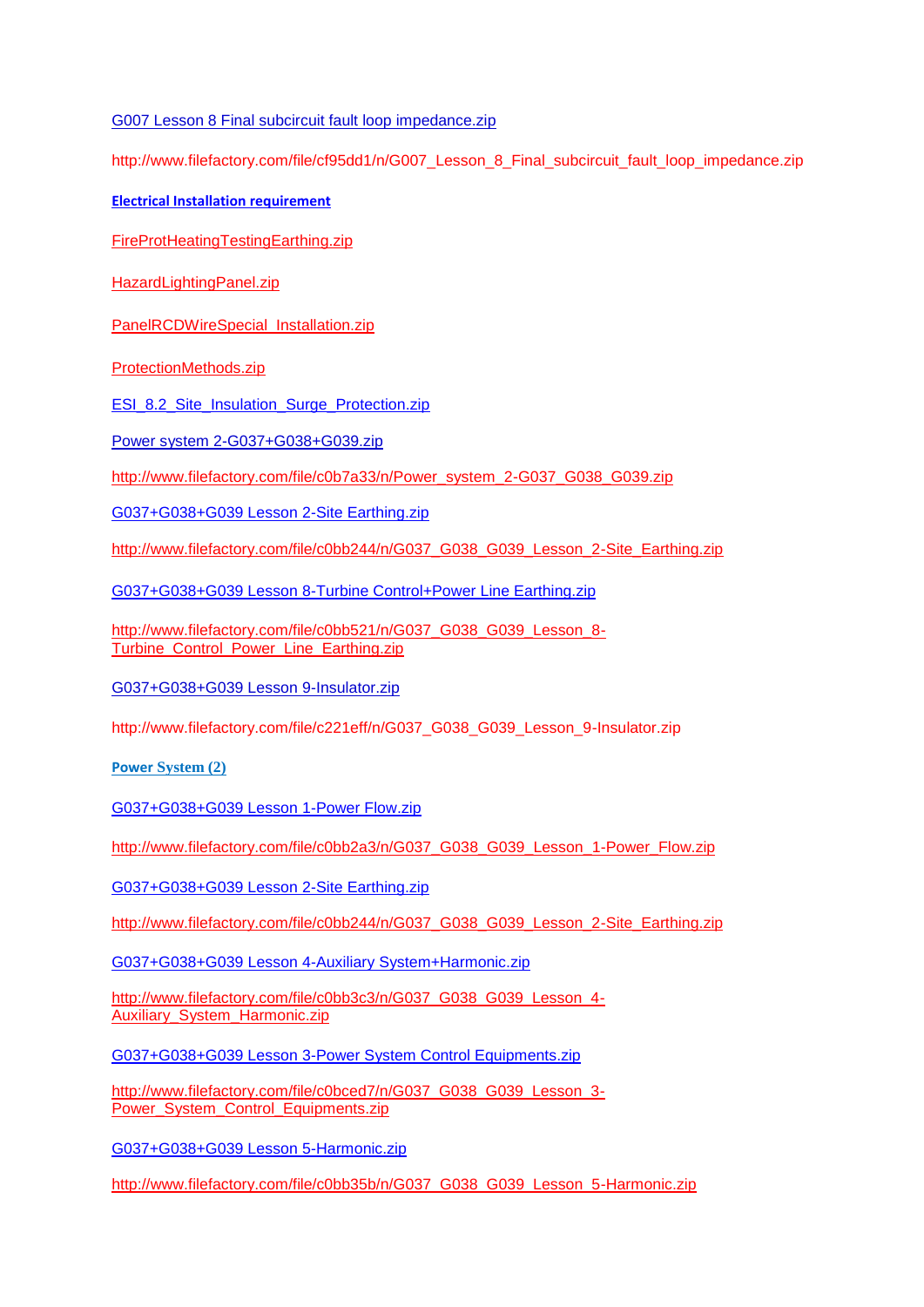G007 Lesson 8 Final subcircuit fault loop impedance.zip

http://www.filefactory.com/file/cf95dd1/n/G007_Lesson_8_Final_subcircuit_fault_loop_impedance.zip

**Electrical Installation requirement**

FireProtHeatingTestingEarthing.zip

HazardLightingPanel.zip

PanelRCDWireSpecial_Installation.zip

ProtectionMethods.zip

ESI_8.2_Site_Insulation_Surge_Protection.zip

Power system 2-G037+G038+G039.zip

http://www.filefactory.com/file/c0b7a33/n/Power_system_2-G037_G038_G039.zip

G037+G038+G039 Lesson 2-Site Earthing.zip

http://www.filefactory.com/file/c0bb244/n/G037_G038_G039_Lesson_2-Site_Earthing.zip

G037+G038+G039 Lesson 8-Turbine Control+Power Line Earthing.zip

http://www.filefactory.com/file/c0bb521/n/G037_G038_G039_Lesson_8-Turbine_Control_Power_Line_Earthing.zip

G037+G038+G039 Lesson 9-Insulator.zip

http://www.filefactory.com/file/c221eff/n/G037_G038_G039_Lesson_9-Insulator.zip

**Power System (2)**

G037+G038+G039 Lesson 1-Power Flow.zip

http://www.filefactory.com/file/c0bb2a3/n/G037_G038_G039_Lesson_1-Power_Flow.zip

G037+G038+G039 Lesson 2-Site Earthing.zip

http://www.filefactory.com/file/c0bb244/n/G037_G038_G039_Lesson_2-Site_Earthing.zip

G037+G038+G039 Lesson 4-Auxiliary System+Harmonic.zip

http://www.filefactory.com/file/c0bb3c3/n/G037_G038_G039_Lesson_4-Auxiliary_System_Harmonic.zip

G037+G038+G039 Lesson 3-Power System Control Equipments.zip

http://www.filefactory.com/file/c0bced7/n/G037_G038_G039_Lesson_3-Power_System_Control_Equipments.zip

G037+G038+G039 Lesson 5-Harmonic.zip

http://www.filefactory.com/file/c0bb35b/n/G037_G038_G039_Lesson_5-Harmonic.zip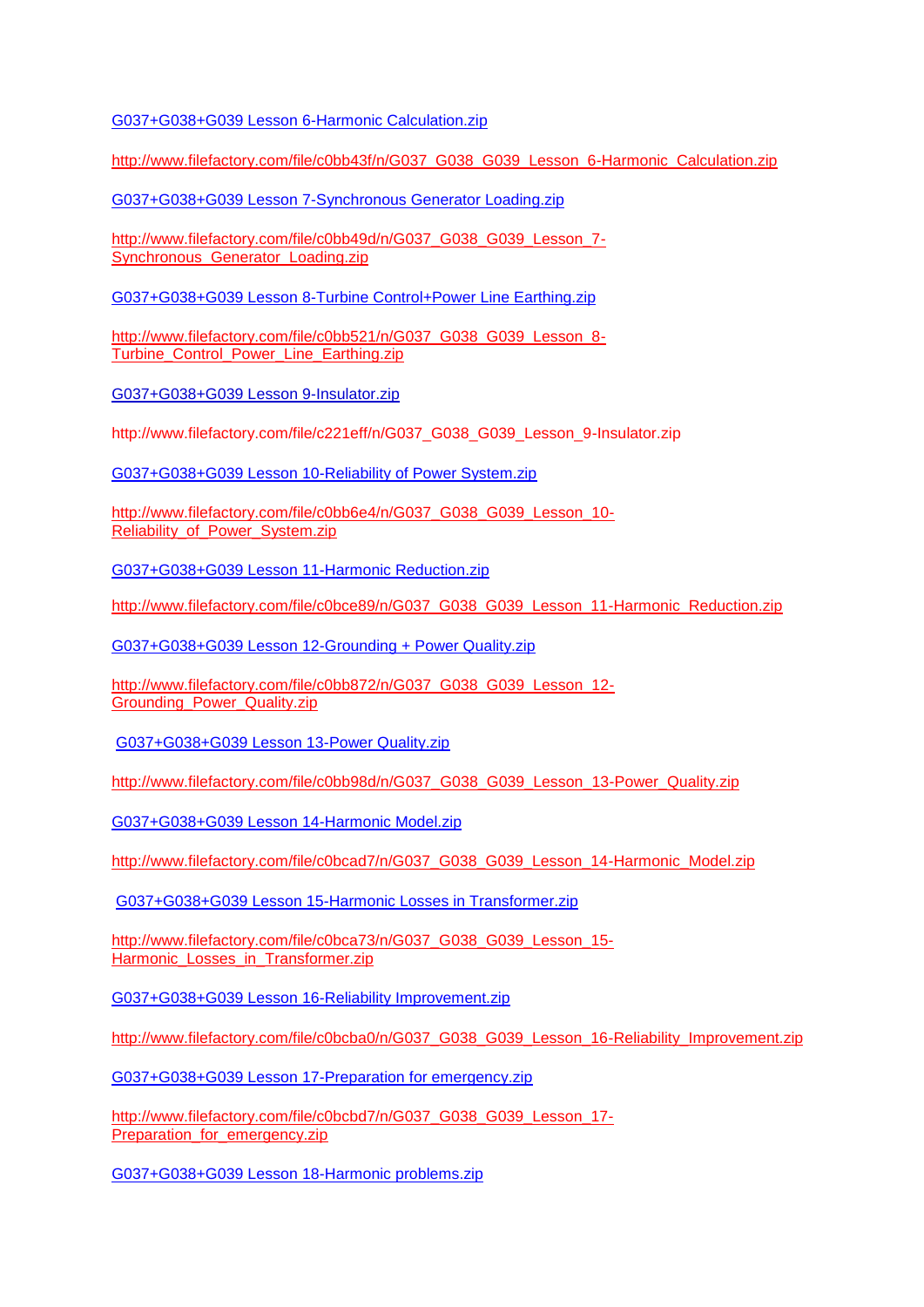G037+G038+G039 Lesson 6-Harmonic Calculation.zip

http://www.filefactory.com/file/c0bb43f/n/G037_G038_G039_Lesson_6-Harmonic_Calculation.zip

G037+G038+G039 Lesson 7-Synchronous Generator Loading.zip

http://www.filefactory.com/file/c0bb49d/n/G037_G038_G039_Lesson_7-Synchronous_Generator_Loading.zip

G037+G038+G039 Lesson 8-Turbine Control+Power Line Earthing.zip

http://www.filefactory.com/file/c0bb521/n/G037_G038_G039_Lesson_8-Turbine_Control_Power_Line_Earthing.zip

G037+G038+G039 Lesson 9-Insulator.zip

http://www.filefactory.com/file/c221eff/n/G037_G038_G039_Lesson_9-Insulator.zip

G037+G038+G039 Lesson 10-Reliability of Power System.zip

http://www.filefactory.com/file/c0bb6e4/n/G037_G038_G039_Lesson_10-Reliability_of_Power_System.zip

G037+G038+G039 Lesson 11-Harmonic Reduction.zip

http://www.filefactory.com/file/c0bce89/n/G037_G038_G039_Lesson_11-Harmonic_Reduction.zip

G037+G038+G039 Lesson 12-Grounding + Power Quality.zip

http://www.filefactory.com/file/c0bb872/n/G037_G038_G039_Lesson_12-Grounding_Power_Quality.zip

G037+G038+G039 Lesson 13-Power Quality.zip

http://www.filefactory.com/file/c0bb98d/n/G037_G038_G039_Lesson_13-Power_Quality.zip

G037+G038+G039 Lesson 14-Harmonic Model.zip

http://www.filefactory.com/file/c0bcad7/n/G037_G038_G039_Lesson_14-Harmonic_Model.zip

G037+G038+G039 Lesson 15-Harmonic Losses in Transformer.zip

http://www.filefactory.com/file/c0bca73/n/G037_G038_G039_Lesson_15-Harmonic_Losses_in_Transformer.zip

G037+G038+G039 Lesson 16-Reliability Improvement.zip

http://www.filefactory.com/file/c0bcba0/n/G037_G038_G039_Lesson_16-Reliability_Improvement.zip

G037+G038+G039 Lesson 17-Preparation for emergency.zip

http://www.filefactory.com/file/c0bcbd7/n/G037_G038_G039_Lesson_17-Preparation_for_emergency.zip

G037+G038+G039 Lesson 18-Harmonic problems.zip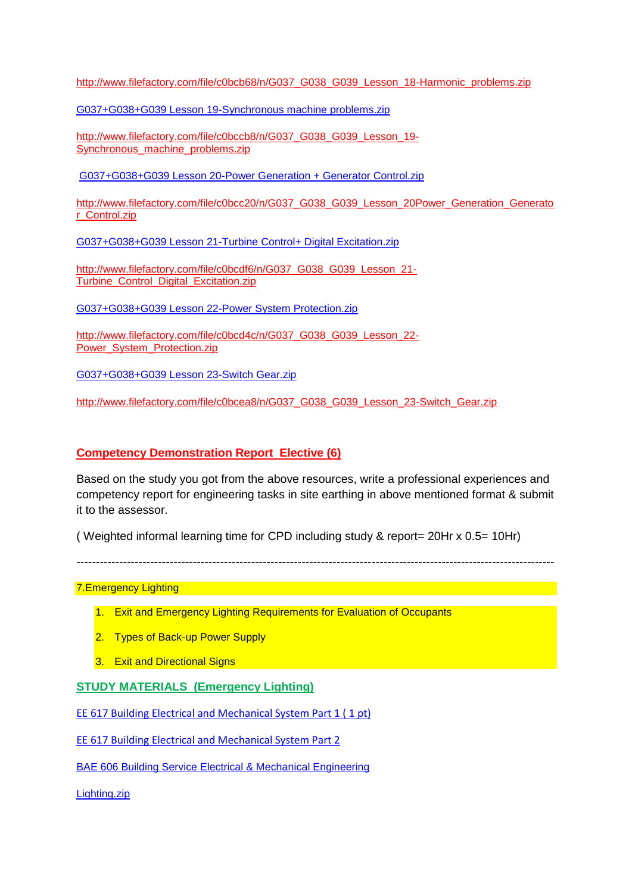http://www.filefactory.com/file/c0bcb68/n/G037_G038_G039_Lesson_18-Harmonic_problems.zip

G037+G038+G039 Lesson 19-Synchronous machine problems.zip

http://www.filefactory.com/file/c0bccb8/n/G037_G038_G039_Lesson_19-Synchronous_machine_problems.zip

G037+G038+G039 Lesson 20-Power Generation + Generator Control.zip

http://www.filefactory.com/file/c0bcc20/n/G037_G038_G039_Lesson_20Power_Generation_Generator_Control.zip

G037+G038+G039 Lesson 21-Turbine Control+ Digital Excitation.zip

http://www.filefactory.com/file/c0bcdf6/n/G037_G038_G039_Lesson_21-Turbine_Control_Digital_Excitation.zip

G037+G038+G039 Lesson 22-Power System Protection.zip

http://www.filefactory.com/file/c0bcd4c/n/G037_G038_G039_Lesson_22-Power_System_Protection.zip

G037+G038+G039 Lesson 23-Switch Gear.zip

http://www.filefactory.com/file/c0bcea8/n/G037_G038_G039_Lesson_23-Switch_Gear.zip

**Competency Demonstration Report Elective (6)**

Based on the study you got from the above resources, write a professional experiences and competency report for engineering tasks in site earthing in above mentioned format & submit it to the assessor.

( Weighted informal learning time for CPD including study & report= 20Hr x 0.5= 10Hr)

---

7.Emergency Lighting

1. Exit and Emergency Lighting Requirements for Evaluation of Occupants
2. Types of Back-up Power Supply
3. Exit and Directional Signs

**STUDY MATERIALS (Emergency Lighting)**

EE 617 Building Electrical and Mechanical System Part 1 ( 1 pt)

EE 617 Building Electrical and Mechanical System Part 2

BAE 606 Building Service Electrical & Mechanical Engineering

Lighting.zip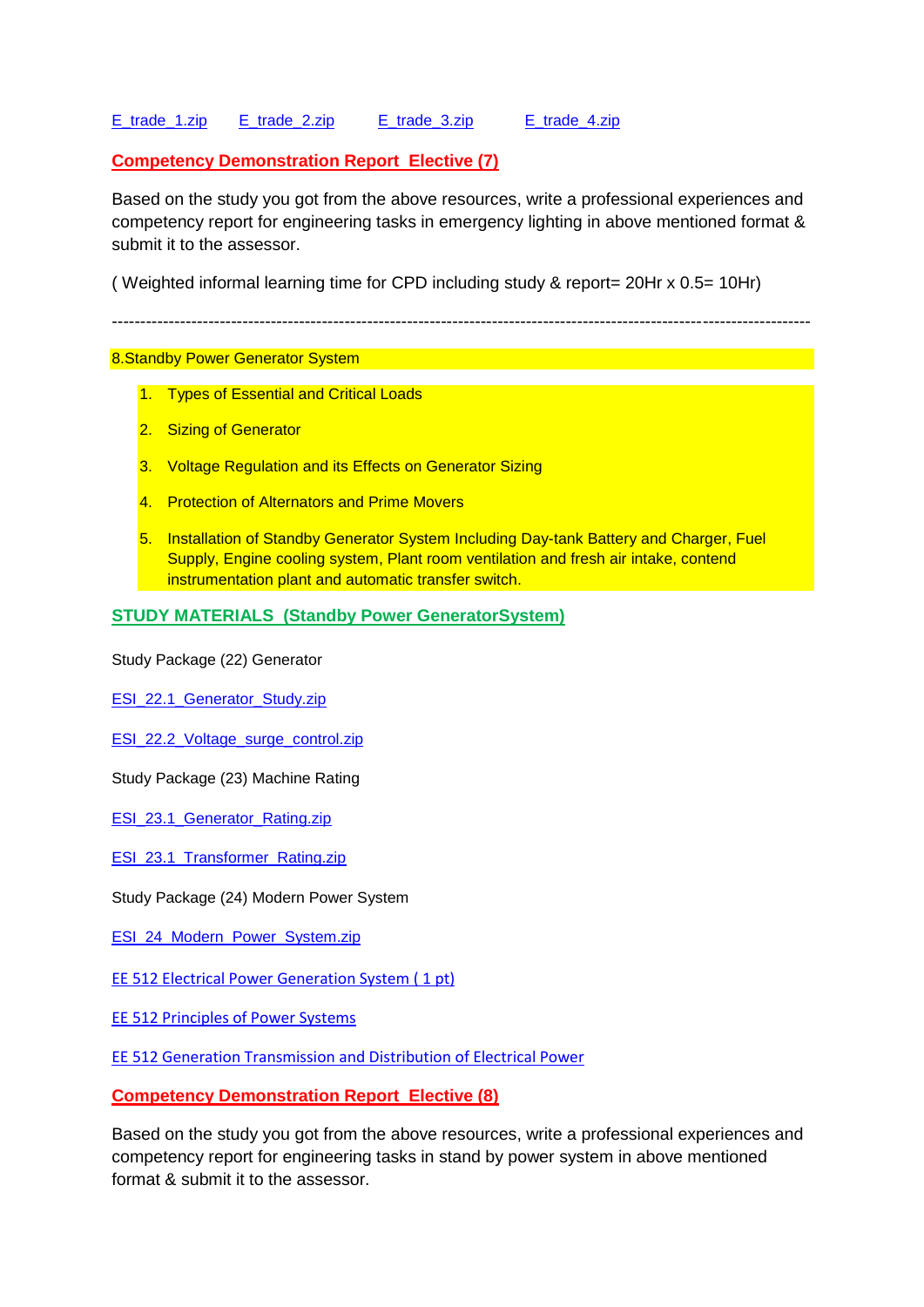E_trade_1.zip    E_trade_2.zip    E_trade_3.zip    E_trade_4.zip

**Competency Demonstration Report Elective (7)**

Based on the study you got from the above resources, write a professional experiences and competency report for engineering tasks in emergency lighting in above mentioned format & submit it to the assessor.

( Weighted informal learning time for CPD including study & report= 20Hr x 0.5= 10Hr)

---

8.Standby Power Generator System

1. Types of Essential and Critical Loads
2. Sizing of Generator
3. Voltage Regulation and its Effects on Generator Sizing
4. Protection of Alternators and Prime Movers
5. Installation of Standby Generator System Including Day-tank Battery and Charger, Fuel Supply, Engine cooling system, Plant room ventilation and fresh air intake, contend instrumentation plant and automatic transfer switch.

**STUDY MATERIALS (Standby Power GeneratorSystem)**

Study Package (22) Generator

ESI_22.1_Generator_Study.zip

ESI_22.2_Voltage_surge_control.zip

Study Package (23) Machine Rating

ESI_23.1_Generator_Rating.zip

ESI_23.1_Transformer_Rating.zip

Study Package (24) Modern Power System

ESI_24_Modern_Power_System.zip

EE 512 Electrical Power Generation System ( 1 pt)

EE 512 Principles of Power Systems

EE 512 Generation Transmission and Distribution of Electrical Power

**Competency Demonstration Report Elective (8)**

Based on the study you got from the above resources, write a professional experiences and competency report for engineering tasks in stand by power system in above mentioned format & submit it to the assessor.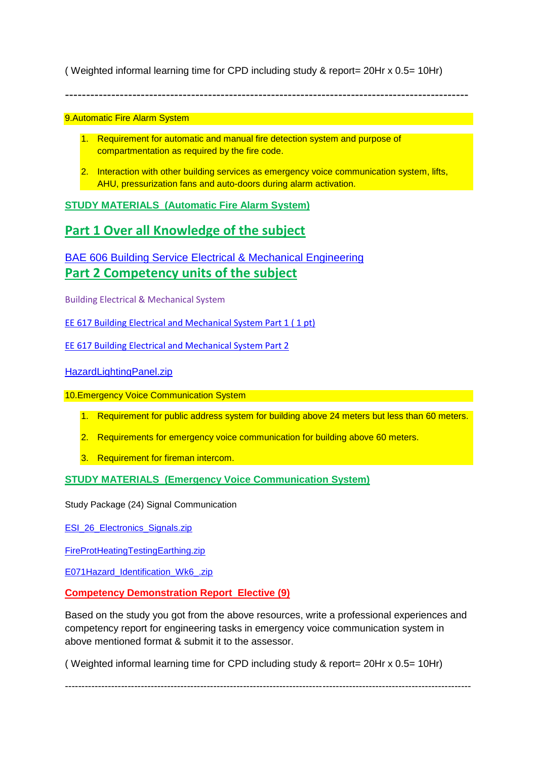( Weighted informal learning time for CPD including study & report= 20Hr x 0.5= 10Hr)

---

9.Automatic Fire Alarm System

1. Requirement for automatic and manual fire detection system and purpose of compartmentation as required by the fire code.
2. Interaction with other building services as emergency voice communication system, lifts, AHU, pressurization fans and auto-doors during alarm activation.

**STUDY MATERIALS (Automatic Fire Alarm System)**

## Part 1 Over all Knowledge of the subject

BAE 606 Building Service Electrical & Mechanical Engineering

## Part 2 Competency units of the subject

Building Electrical & Mechanical System

EE 617 Building Electrical and Mechanical System Part 1 ( 1 pt)

EE 617 Building Electrical and Mechanical System Part 2

HazardLightingPanel.zip

10.Emergency Voice Communication System

1. Requirement for public address system for building above 24 meters but less than 60 meters.
2. Requirements for emergency voice communication for building above 60 meters.
3. Requirement for fireman intercom.

**STUDY MATERIALS (Emergency Voice Communication System)**

Study Package (24) Signal Communication

ESI_26_Electronics_Signals.zip

FireProtHeatingTestingEarthing.zip

E071Hazard_Identification_Wk6_.zip

**Competency Demonstration Report Elective (9)**

Based on the study you got from the above resources, write a professional experiences and competency report for engineering tasks in emergency voice communication system in above mentioned format & submit it to the assessor.

( Weighted informal learning time for CPD including study & report= 20Hr x 0.5= 10Hr)

---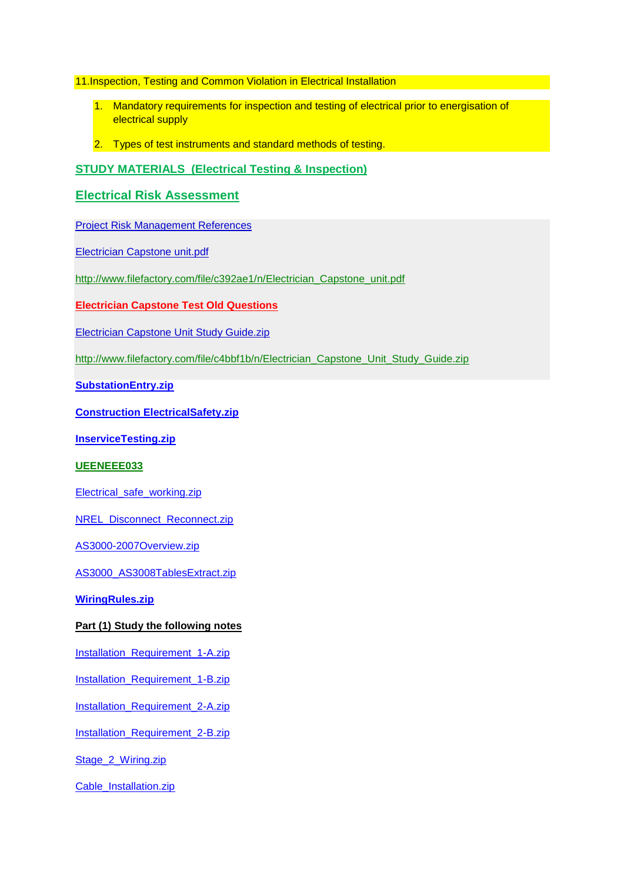11.Inspection, Testing and Common Violation in Electrical Installation

1. Mandatory requirements for inspection and testing of electrical prior to energisation of electrical supply
2. Types of test instruments and standard methods of testing.

## STUDY MATERIALS (Electrical Testing & Inspection)

## Electrical Risk Assessment

Project Risk Management References

Electrician Capstone unit.pdf

http://www.filefactory.com/file/c392ae1/n/Electrician_Capstone_unit.pdf

**Electrician Capstone Test Old Questions**

Electrician Capstone Unit Study Guide.zip

http://www.filefactory.com/file/c4bbf1b/n/Electrician_Capstone_Unit_Study_Guide.zip

**SubstationEntry.zip**

**Construction ElectricalSafety.zip**

**InserviceTesting.zip**

**UEENEEE033**

Electrical_safe_working.zip

NREL_Disconnect_Reconnect.zip

AS3000-2007Overview.zip

AS3000_AS3008TablesExtract.zip

**WiringRules.zip**

**Part (1) Study the following notes**

Installation_Requirement_1-A.zip

Installation_Requirement_1-B.zip

Installation_Requirement_2-A.zip

Installation_Requirement_2-B.zip

Stage_2_Wiring.zip

Cable_Installation.zip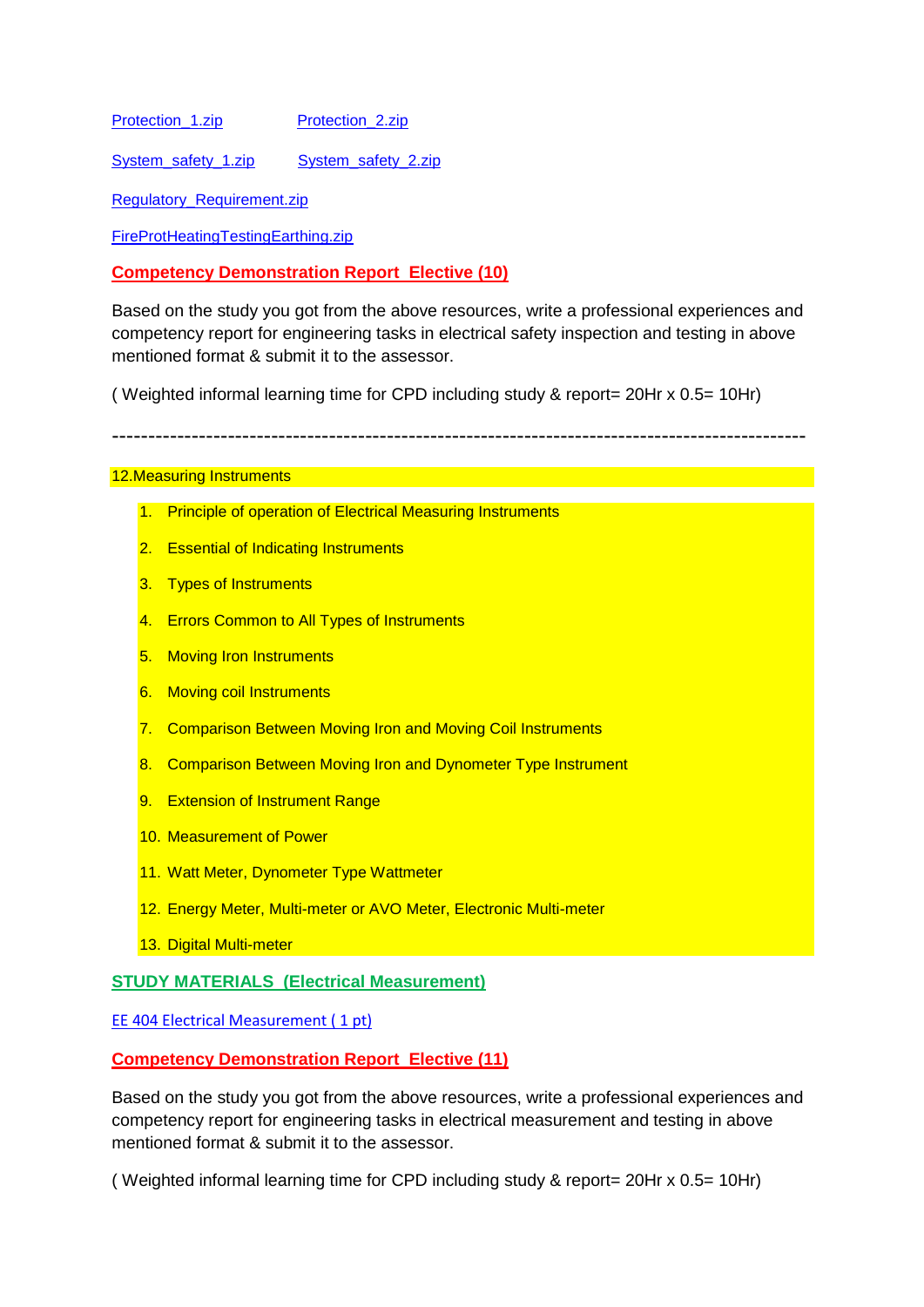Protection_1.zip    Protection_2.zip

System_safety_1.zip    System_safety_2.zip

Regulatory_Requirement.zip

FireProtHeatingTestingEarthing.zip

**Competency Demonstration Report Elective (10)**

Based on the study you got from the above resources, write a professional experiences and competency report for engineering tasks in electrical safety inspection and testing in above mentioned format & submit it to the assessor.

( Weighted informal learning time for CPD including study & report= 20Hr x 0.5= 10Hr)

---

12.Measuring Instruments

1. Principle of operation of Electrical Measuring Instruments
2. Essential of Indicating Instruments
3. Types of Instruments
4. Errors Common to All Types of Instruments
5. Moving Iron Instruments
6. Moving coil Instruments
7. Comparison Between Moving Iron and Moving Coil Instruments
8. Comparison Between Moving Iron and Dynometer Type Instrument
9. Extension of Instrument Range
10. Measurement of Power
11. Watt Meter, Dynometer Type Wattmeter
12. Energy Meter, Multi-meter or AVO Meter, Electronic Multi-meter
13. Digital Multi-meter

**STUDY MATERIALS (Electrical Measurement)**

EE 404 Electrical Measurement ( 1 pt)

**Competency Demonstration Report Elective (11)**

Based on the study you got from the above resources, write a professional experiences and competency report for engineering tasks in electrical measurement and testing in above mentioned format & submit it to the assessor.

( Weighted informal learning time for CPD including study & report= 20Hr x 0.5= 10Hr)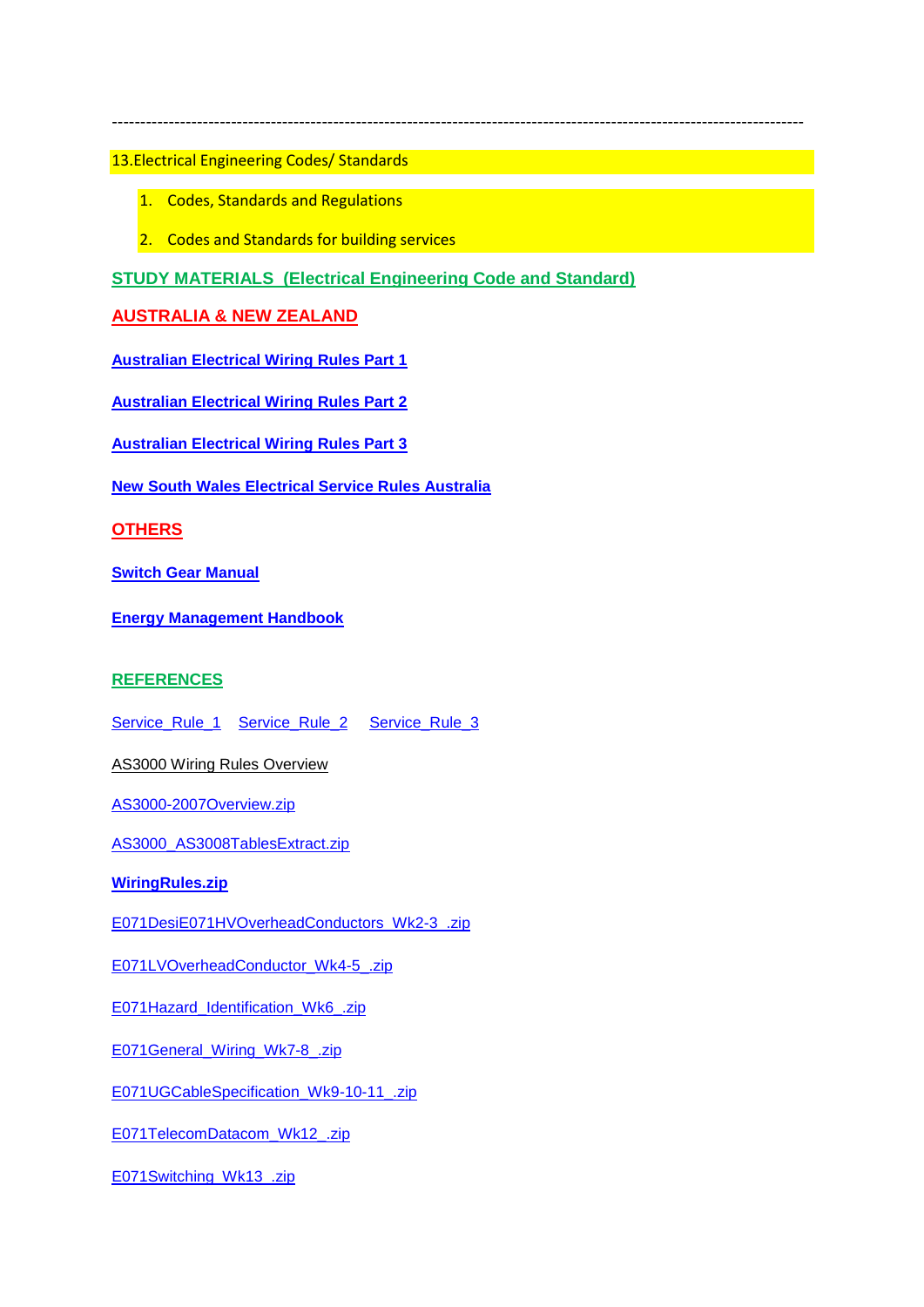---

13.Electrical Engineering Codes/ Standards

1. Codes, Standards and Regulations
2. Codes and Standards for building services

**STUDY MATERIALS (Electrical Engineering Code and Standard)**

**AUSTRALIA & NEW ZEALAND**

**Australian Electrical Wiring Rules Part 1**

**Australian Electrical Wiring Rules Part 2**

**Australian Electrical Wiring Rules Part 3**

**New South Wales Electrical Service Rules Australia**

**OTHERS**

**Switch Gear Manual**

**Energy Management Handbook**

**REFERENCES**

Service_Rule_1 Service_Rule_2 Service_Rule_3

AS3000 Wiring Rules Overview

AS3000-2007Overview.zip

AS3000_AS3008TablesExtract.zip

**WiringRules.zip**

E071DesiE071HVOverheadConductors_Wk2-3_.zip

E071LVOverheadConductor_Wk4-5_.zip

E071Hazard_Identification_Wk6_.zip

E071General_Wiring_Wk7-8_.zip

E071UGCableSpecification_Wk9-10-11_.zip

E071TelecomDatacom_Wk12_.zip

E071Switching_Wk13_.zip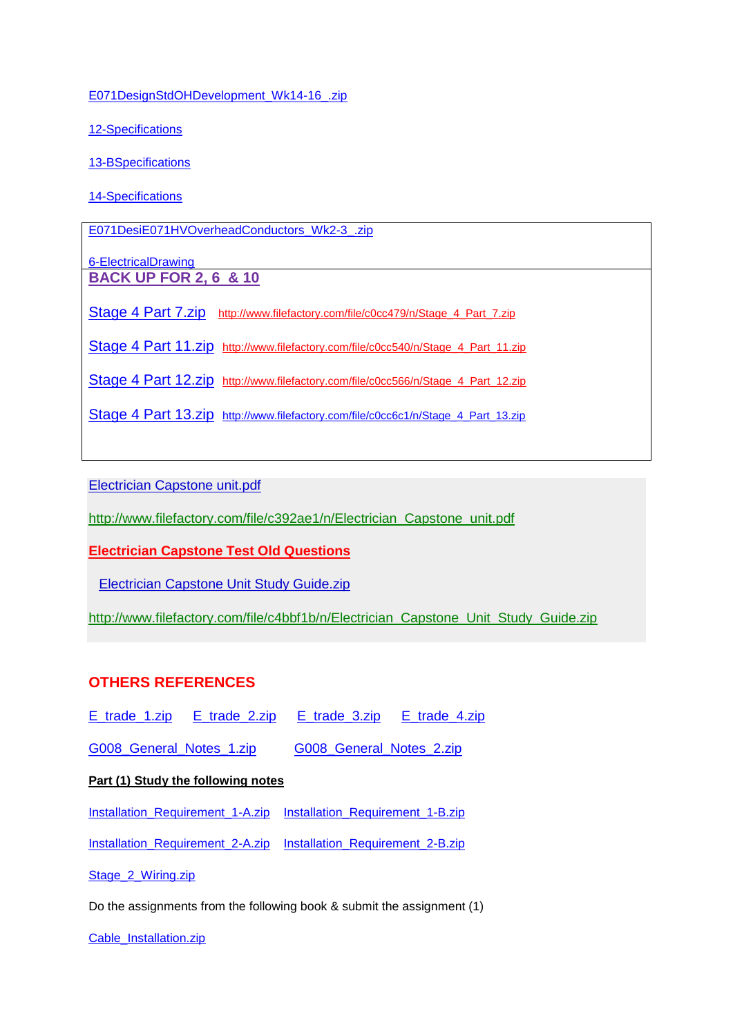E071DesignStdOHDevelopment_Wk14-16_.zip

12-Specifications

13-BSpecifications

14-Specifications

E071DesiE071HVOverheadConductors_Wk2-3_.zip

6-ElectricalDrawing

**BACK UP FOR 2, 6 & 10**

Stage 4 Part 7.zip http://www.filefactory.com/file/c0cc479/n/Stage_4_Part_7.zip

Stage 4 Part 11.zip http://www.filefactory.com/file/c0cc540/n/Stage_4_Part_11.zip

Stage 4 Part 12.zip http://www.filefactory.com/file/c0cc566/n/Stage_4_Part_12.zip

Stage 4 Part 13.zip http://www.filefactory.com/file/c0cc6c1/n/Stage_4_Part_13.zip

Electrician Capstone unit.pdf

http://www.filefactory.com/file/c392ae1/n/Electrician_Capstone_unit.pdf

**Electrician Capstone Test Old Questions**

Electrician Capstone Unit Study Guide.zip

http://www.filefactory.com/file/c4bbf1b/n/Electrician_Capstone_Unit_Study_Guide.zip

**OTHERS REFERENCES**

E_trade_1.zip E_trade_2.zip E_trade_3.zip E_trade_4.zip

G008_General_Notes_1.zip G008_General_Notes_2.zip

**Part (1) Study the following notes**

Installation_Requirement_1-A.zip Installation_Requirement_1-B.zip

Installation_Requirement_2-A.zip Installation_Requirement_2-B.zip

Stage_2_Wiring.zip

Do the assignments from the following book & submit the assignment (1)

Cable_Installation.zip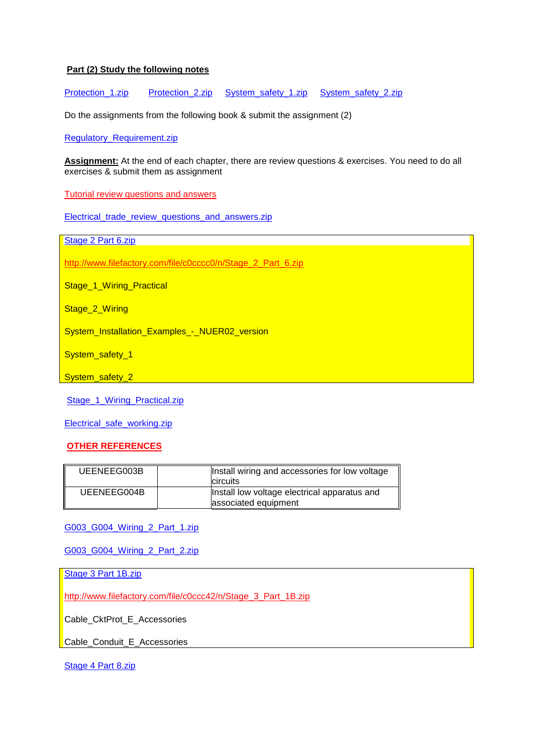**Part (2) Study the following notes**

Protection_1.zip     Protection_2.zip     System_safety_1.zip     System_safety_2.zip

Do the assignments from the following book & submit the assignment (2)

Regulatory_Requirement.zip

**Assignment:** At the end of each chapter, there are review questions & exercises. You need to do all exercises & submit them as assignment

Tutorial review questions and answers

Electrical_trade_review_questions_and_answers.zip

Stage 2 Part 6.zip

http://www.filefactory.com/file/c0cccc0/n/Stage_2_Part_6.zip

Stage_1_Wiring_Practical

Stage_2_Wiring

System_Installation_Examples_-_NUER02_version

System_safety_1

System_safety_2

Stage_1_Wiring_Practical.zip

Electrical_safe_working.zip

**OTHER REFERENCES**

| | | |
|---|---|---|
| UEENEEG003B | | Install wiring and accessories for low voltage circuits |
| UEENEEG004B | | Install low voltage electrical apparatus and associated equipment |

G003_G004_Wiring_2_Part_1.zip

G003_G004_Wiring_2_Part_2.zip

Stage 3 Part 1B.zip

http://www.filefactory.com/file/c0ccc42/n/Stage_3_Part_1B.zip

Cable_CktProt_E_Accessories

Cable_Conduit_E_Accessories

Stage 4 Part 8.zip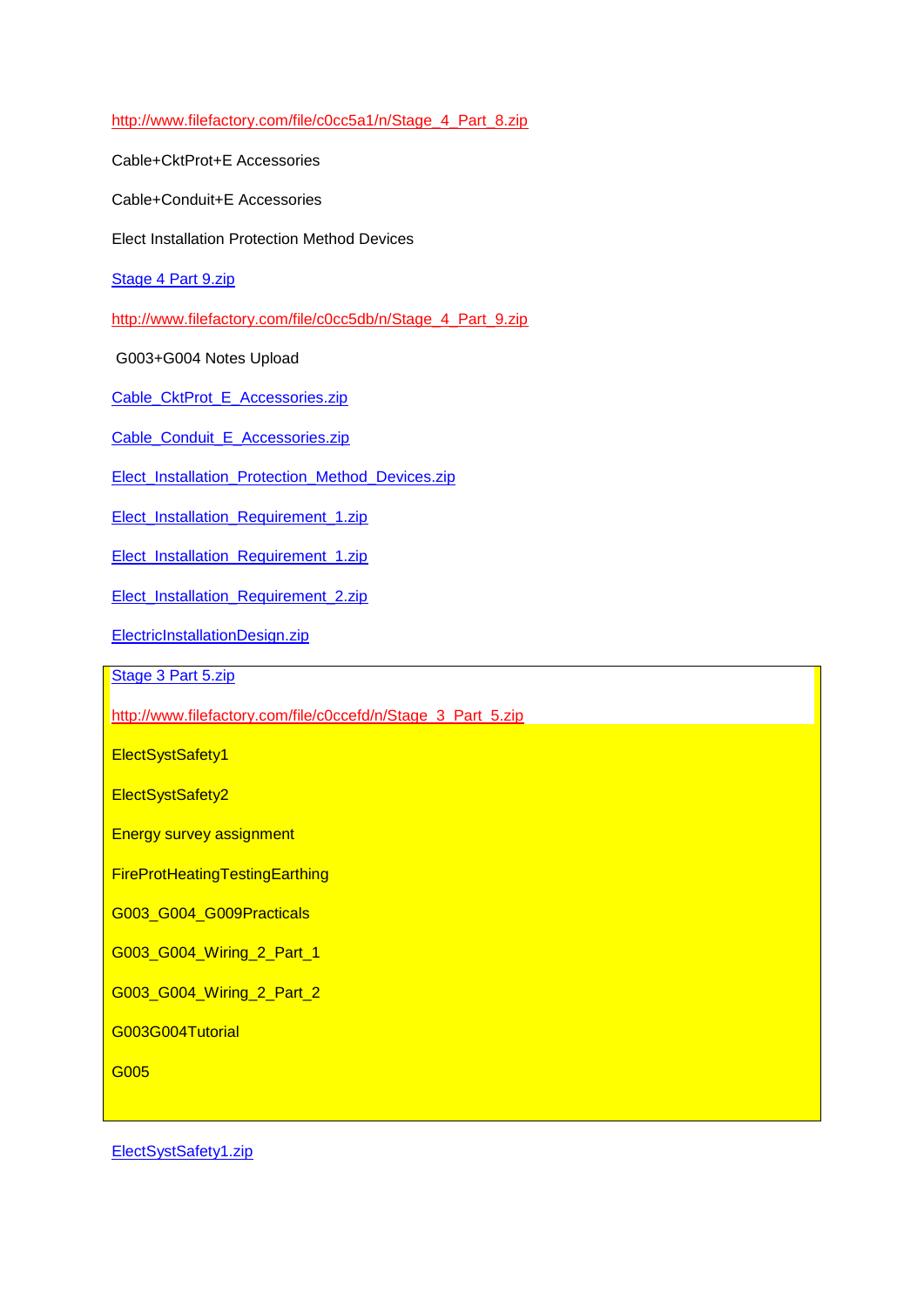http://www.filefactory.com/file/c0cc5a1/n/Stage_4_Part_8.zip

Cable+CktProt+E Accessories

Cable+Conduit+E Accessories

Elect Installation Protection Method Devices

Stage 4 Part 9.zip

http://www.filefactory.com/file/c0cc5db/n/Stage_4_Part_9.zip

G003+G004 Notes Upload

Cable_CktProt_E_Accessories.zip

Cable_Conduit_E_Accessories.zip

Elect_Installation_Protection_Method_Devices.zip

Elect_Installation_Requirement_1.zip

Elect_Installation_Requirement_1.zip

Elect_Installation_Requirement_2.zip

ElectricInstallationDesign.zip

Stage 3 Part 5.zip

http://www.filefactory.com/file/c0ccefd/n/Stage_3_Part_5.zip

ElectSystSafety1

ElectSystSafety2

Energy survey assignment

FireProtHeatingTestingEarthing

G003_G004_G009Practicals

G003_G004_Wiring_2_Part_1

G003_G004_Wiring_2_Part_2

G003G004Tutorial

G005

ElectSystSafety1.zip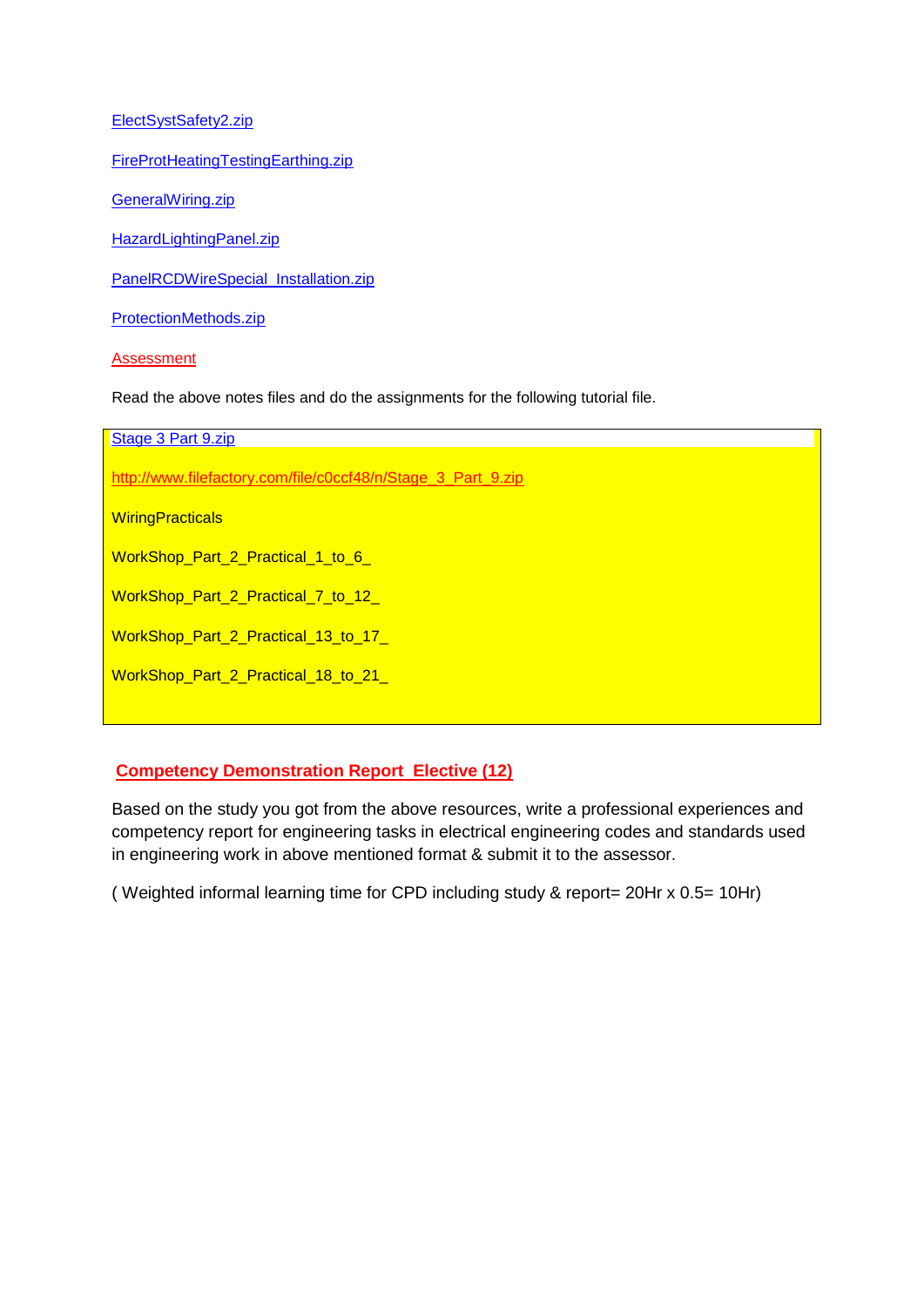ElectSystSafety2.zip

FireProtHeatingTestingEarthing.zip

GeneralWiring.zip

HazardLightingPanel.zip

PanelRCDWireSpecial_Installation.zip

ProtectionMethods.zip

Assessment

Read the above notes files and do the assignments for the following tutorial file.

Stage 3 Part 9.zip

http://www.filefactory.com/file/c0ccf48/n/Stage_3_Part_9.zip

WiringPracticals

WorkShop_Part_2_Practical_1_to_6_

WorkShop_Part_2_Practical_7_to_12_

WorkShop_Part_2_Practical_13_to_17_

WorkShop_Part_2_Practical_18_to_21_

**Competency Demonstration Report Elective (12)**

Based on the study you got from the above resources, write a professional experiences and competency report for engineering tasks in electrical engineering codes and standards used in engineering work in above mentioned format & submit it to the assessor.

( Weighted informal learning time for CPD including study & report= 20Hr x 0.5= 10Hr)